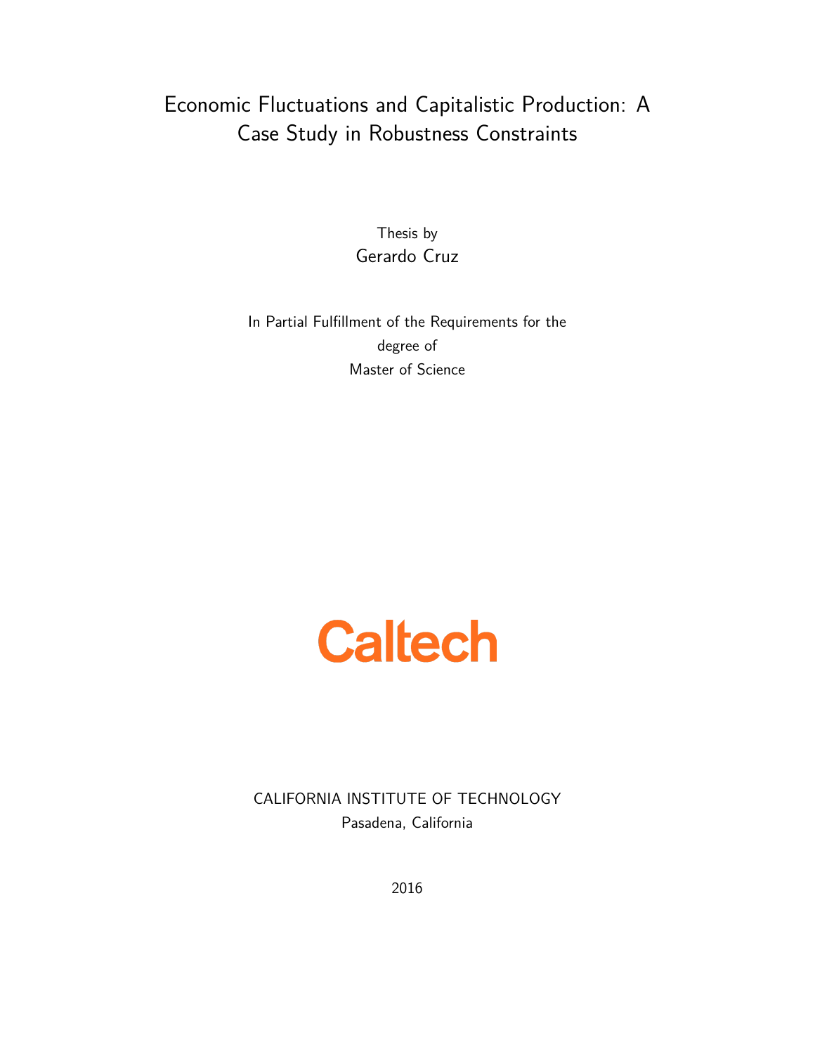# Economic Fluctuations and Capitalistic Production: A Case Study in Robustness Constraints

Thesis by
Gerardo Cruz

In Partial Fulfillment of the Requirements for the degree of
Master of Science

Caltech

CALIFORNIA INSTITUTE OF TECHNOLOGY
Pasadena, California

2016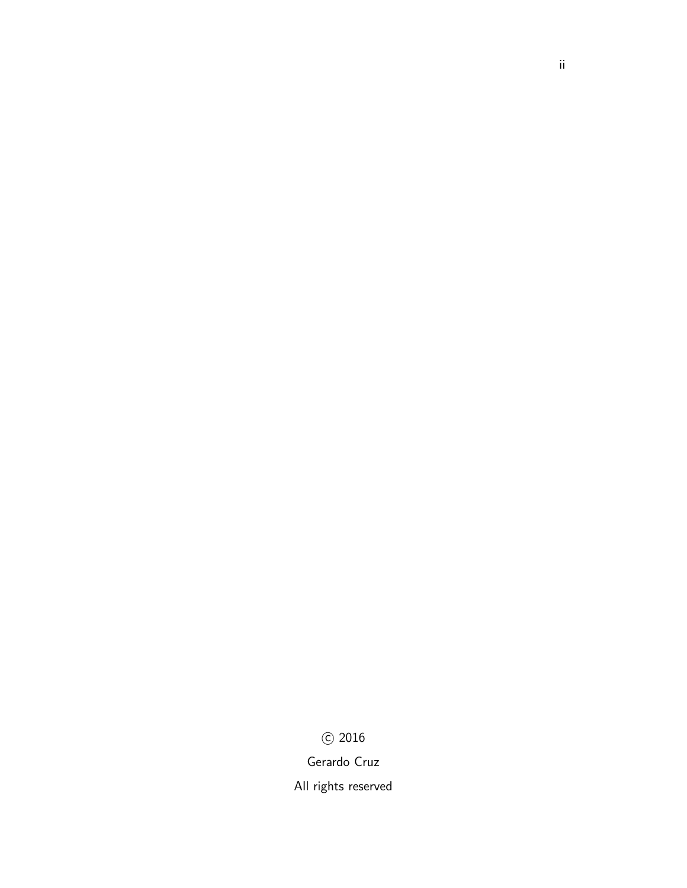© 2016

Gerardo Cruz

All rights reserved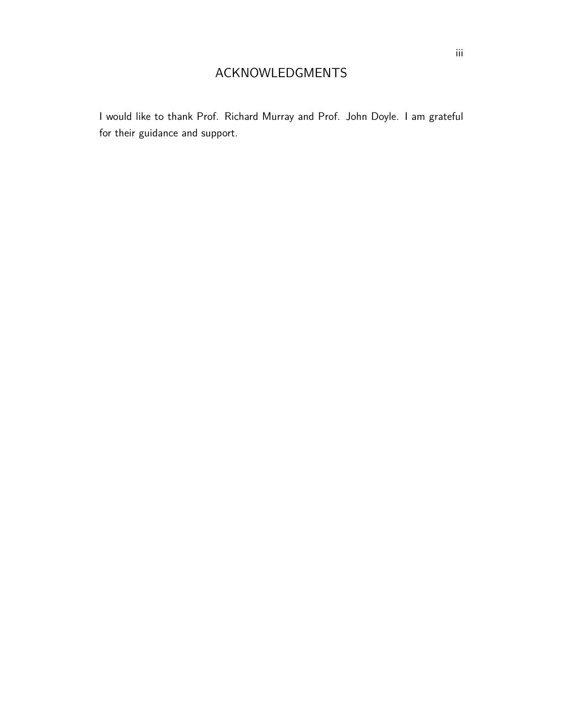# ACKNOWLEDGMENTS

I would like to thank Prof. Richard Murray and Prof. John Doyle. I am grateful for their guidance and support.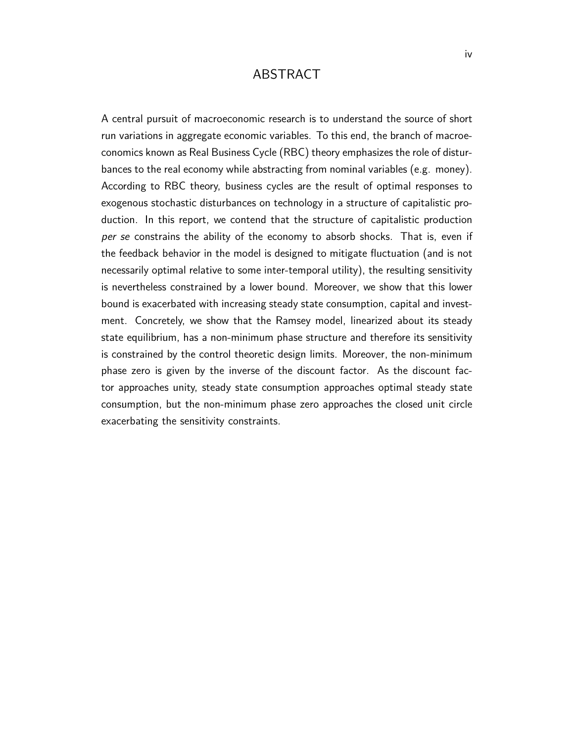# ABSTRACT

A central pursuit of macroeconomic research is to understand the source of short run variations in aggregate economic variables. To this end, the branch of macroeconomics known as Real Business Cycle (RBC) theory emphasizes the role of disturbances to the real economy while abstracting from nominal variables (e.g. money). According to RBC theory, business cycles are the result of optimal responses to exogenous stochastic disturbances on technology in a structure of capitalistic production. In this report, we contend that the structure of capitalistic production *per se* constrains the ability of the economy to absorb shocks. That is, even if the feedback behavior in the model is designed to mitigate fluctuation (and is not necessarily optimal relative to some inter-temporal utility), the resulting sensitivity is nevertheless constrained by a lower bound. Moreover, we show that this lower bound is exacerbated with increasing steady state consumption, capital and investment. Concretely, we show that the Ramsey model, linearized about its steady state equilibrium, has a non-minimum phase structure and therefore its sensitivity is constrained by the control theoretic design limits. Moreover, the non-minimum phase zero is given by the inverse of the discount factor. As the discount factor approaches unity, steady state consumption approaches optimal steady state consumption, but the non-minimum phase zero approaches the closed unit circle exacerbating the sensitivity constraints.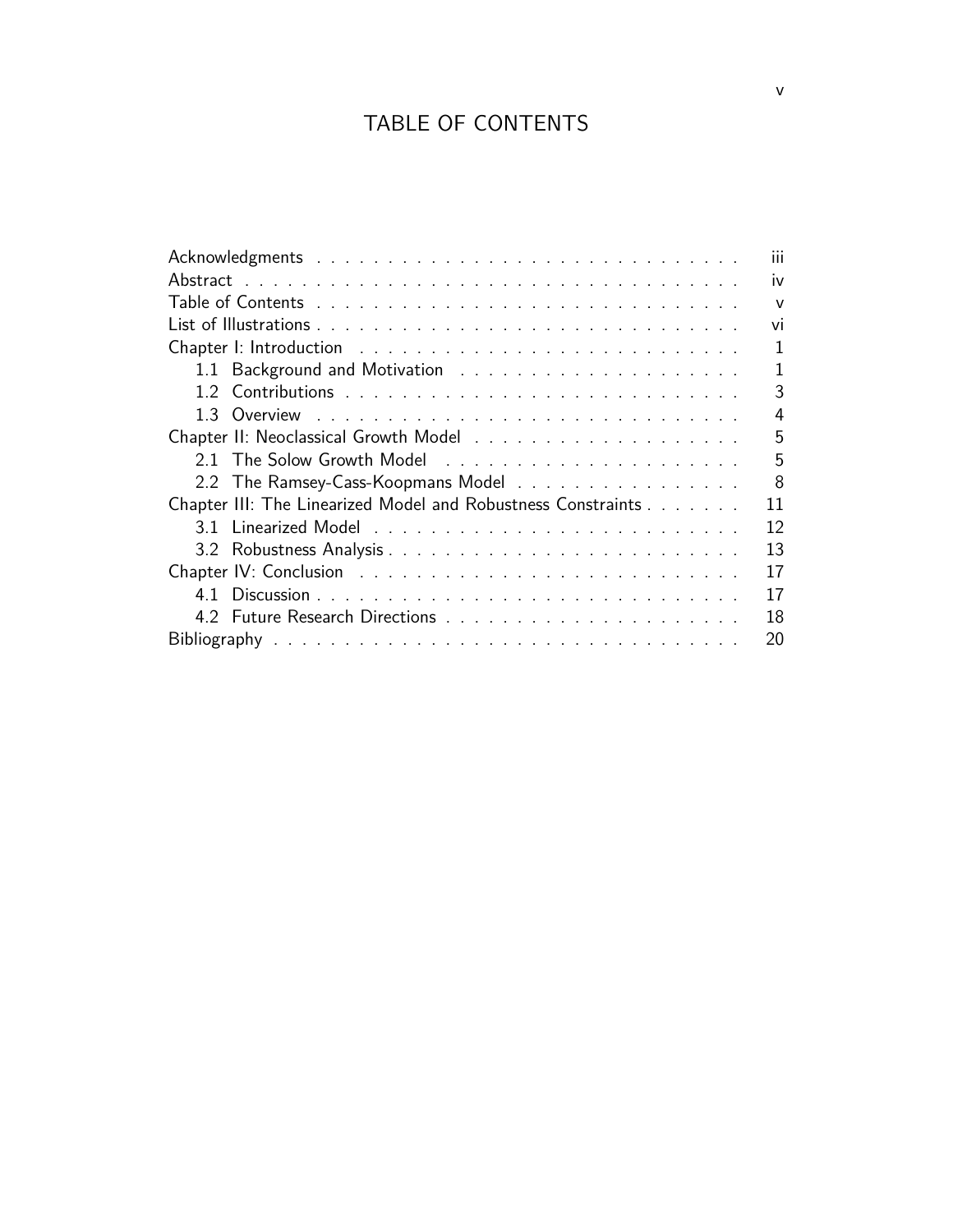# TABLE OF CONTENTS

| | |
|---|---|
| Acknowledgments | iii |
| Abstract | iv |
| Table of Contents | v |
| List of Illustrations | vi |
| Chapter I: Introduction | 1 |
| 1.1 Background and Motivation | 1 |
| 1.2 Contributions | 3 |
| 1.3 Overview | 4 |
| Chapter II: Neoclassical Growth Model | 5 |
| 2.1 The Solow Growth Model | 5 |
| 2.2 The Ramsey-Cass-Koopmans Model | 8 |
| Chapter III: The Linearized Model and Robustness Constraints | 11 |
| 3.1 Linearized Model | 12 |
| 3.2 Robustness Analysis | 13 |
| Chapter IV: Conclusion | 17 |
| 4.1 Discussion | 17 |
| 4.2 Future Research Directions | 18 |
| Bibliography | 20 |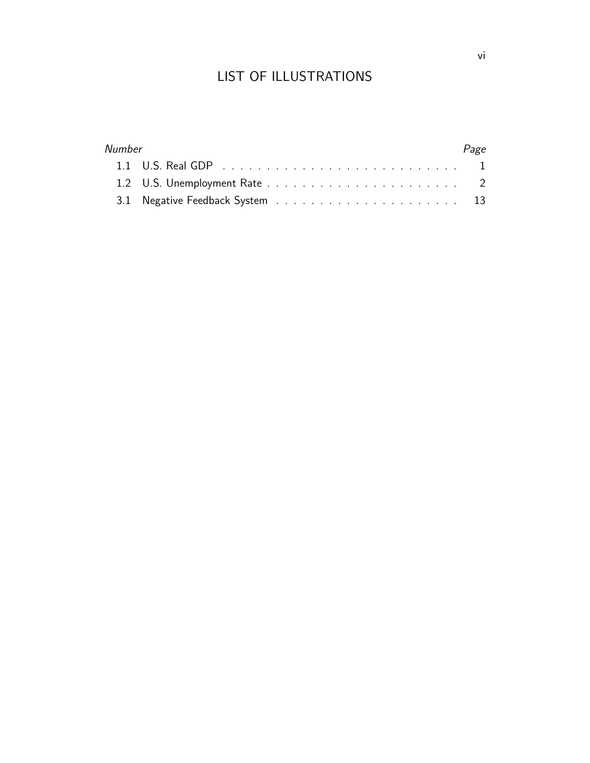# LIST OF ILLUSTRATIONS

| *Number* | | *Page* |
|---|---|---|
| 1.1 | U.S. Real GDP | 1 |
| 1.2 | U.S. Unemployment Rate | 2 |
| 3.1 | Negative Feedback System | 13 |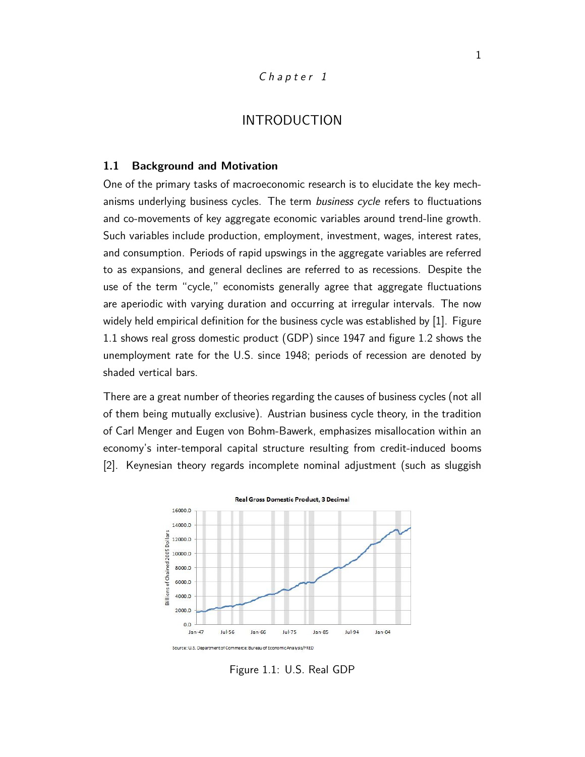# Chapter 1

# INTRODUCTION

## 1.1 Background and Motivation

One of the primary tasks of macroeconomic research is to elucidate the key mechanisms underlying business cycles. The term *business cycle* refers to fluctuations and co-movements of key aggregate economic variables around trend-line growth. Such variables include production, employment, investment, wages, interest rates, and consumption. Periods of rapid upswings in the aggregate variables are referred to as expansions, and general declines are referred to as recessions. Despite the use of the term "cycle," economists generally agree that aggregate fluctuations are aperiodic with varying duration and occurring at irregular intervals. The now widely held empirical definition for the business cycle was established by [1]. Figure 1.1 shows real gross domestic product (GDP) since 1947 and figure 1.2 shows the unemployment rate for the U.S. since 1948; periods of recession are denoted by shaded vertical bars.

There are a great number of theories regarding the causes of business cycles (not all of them being mutually exclusive). Austrian business cycle theory, in the tradition of Carl Menger and Eugen von Bohm-Bawerk, emphasizes misallocation within an economy's inter-temporal capital structure resulting from credit-induced booms [2]. Keynesian theory regards incomplete nominal adjustment (such as sluggish

Figure 1.1: U.S. Real GDP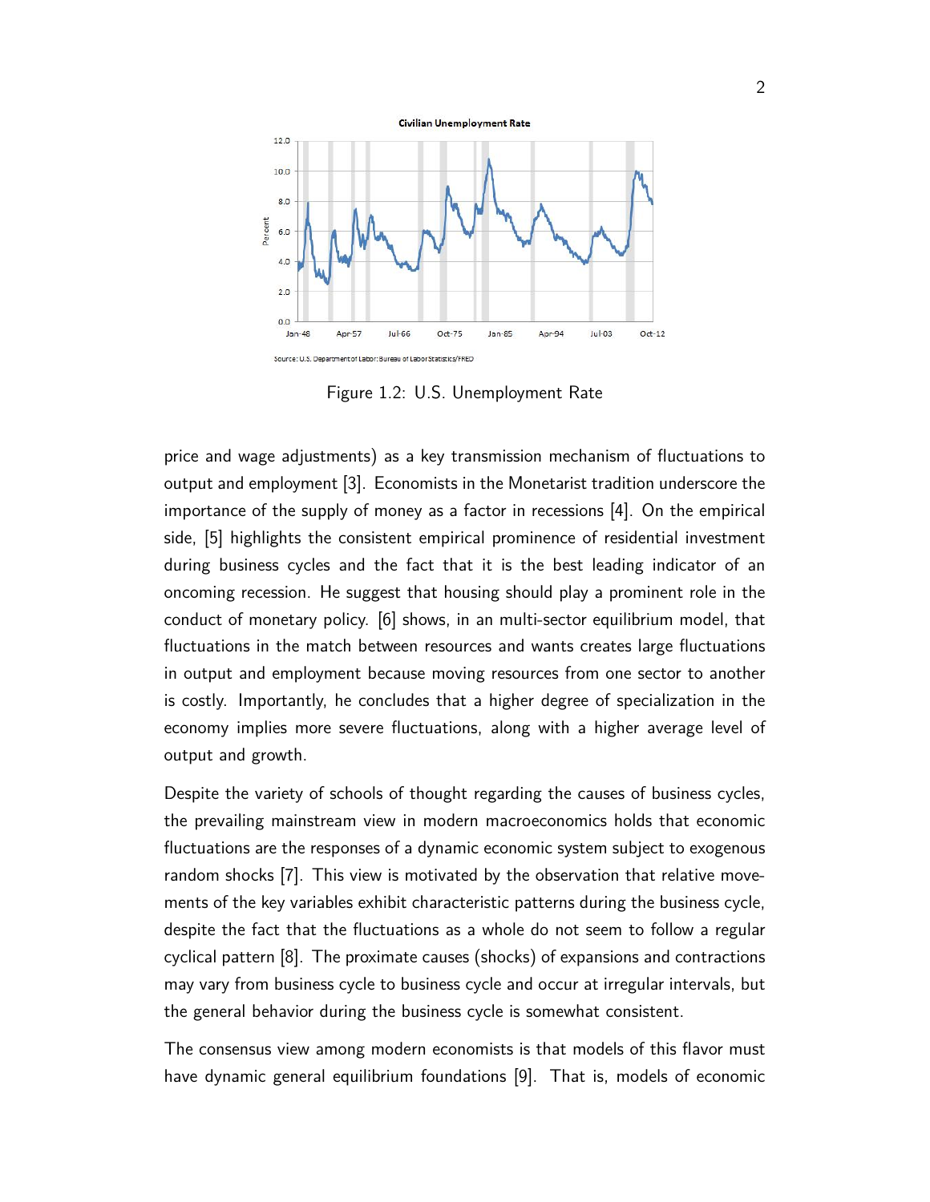Figure 1.2: U.S. Unemployment Rate

price and wage adjustments) as a key transmission mechanism of fluctuations to output and employment [3]. Economists in the Monetarist tradition underscore the importance of the supply of money as a factor in recessions [4]. On the empirical side, [5] highlights the consistent empirical prominence of residential investment during business cycles and the fact that it is the best leading indicator of an oncoming recession. He suggest that housing should play a prominent role in the conduct of monetary policy. [6] shows, in an multi-sector equilibrium model, that fluctuations in the match between resources and wants creates large fluctuations in output and employment because moving resources from one sector to another is costly. Importantly, he concludes that a higher degree of specialization in the economy implies more severe fluctuations, along with a higher average level of output and growth.

Despite the variety of schools of thought regarding the causes of business cycles, the prevailing mainstream view in modern macroeconomics holds that economic fluctuations are the responses of a dynamic economic system subject to exogenous random shocks [7]. This view is motivated by the observation that relative movements of the key variables exhibit characteristic patterns during the business cycle, despite the fact that the fluctuations as a whole do not seem to follow a regular cyclical pattern [8]. The proximate causes (shocks) of expansions and contractions may vary from business cycle to business cycle and occur at irregular intervals, but the general behavior during the business cycle is somewhat consistent.

The consensus view among modern economists is that models of this flavor must have dynamic general equilibrium foundations [9]. That is, models of economic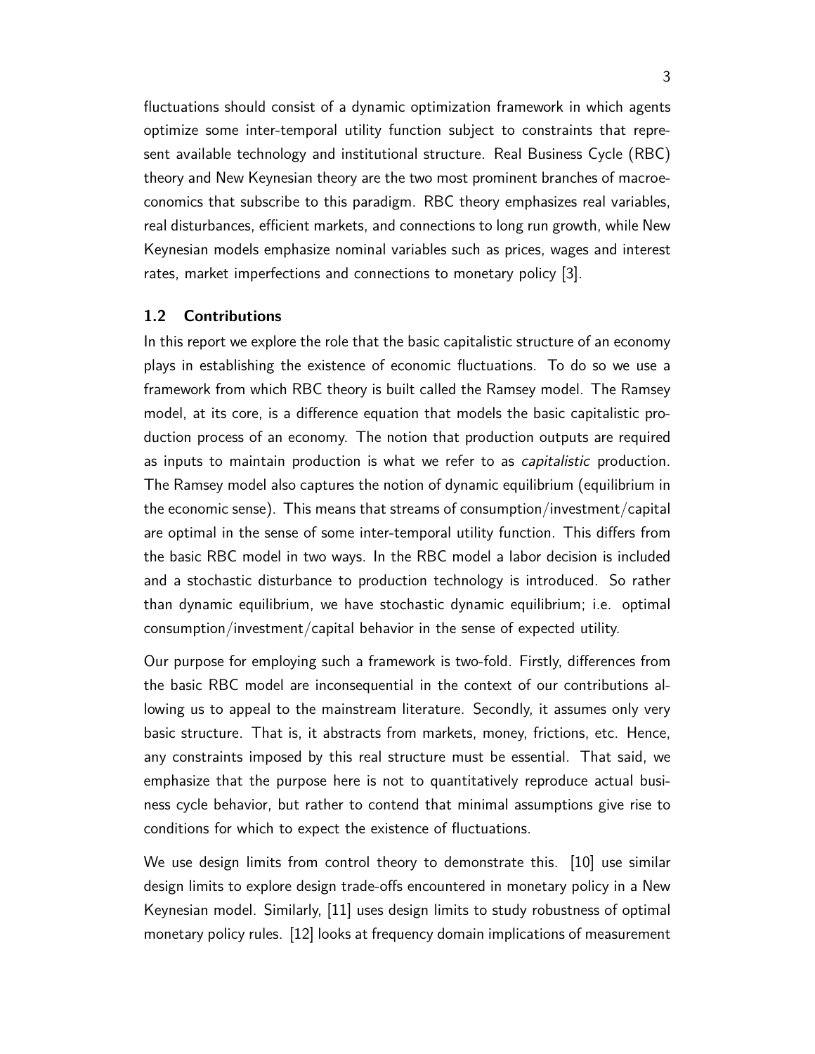fluctuations should consist of a dynamic optimization framework in which agents optimize some inter-temporal utility function subject to constraints that represent available technology and institutional structure. Real Business Cycle (RBC) theory and New Keynesian theory are the two most prominent branches of macroeconomics that subscribe to this paradigm. RBC theory emphasizes real variables, real disturbances, efficient markets, and connections to long run growth, while New Keynesian models emphasize nominal variables such as prices, wages and interest rates, market imperfections and connections to monetary policy [3].

### 1.2 Contributions

In this report we explore the role that the basic capitalistic structure of an economy plays in establishing the existence of economic fluctuations. To do so we use a framework from which RBC theory is built called the Ramsey model. The Ramsey model, at its core, is a difference equation that models the basic capitalistic production process of an economy. The notion that production outputs are required as inputs to maintain production is what we refer to as *capitalistic* production. The Ramsey model also captures the notion of dynamic equilibrium (equilibrium in the economic sense). This means that streams of consumption/investment/capital are optimal in the sense of some inter-temporal utility function. This differs from the basic RBC model in two ways. In the RBC model a labor decision is included and a stochastic disturbance to production technology is introduced. So rather than dynamic equilibrium, we have stochastic dynamic equilibrium; i.e. optimal consumption/investment/capital behavior in the sense of expected utility.

Our purpose for employing such a framework is two-fold. Firstly, differences from the basic RBC model are inconsequential in the context of our contributions allowing us to appeal to the mainstream literature. Secondly, it assumes only very basic structure. That is, it abstracts from markets, money, frictions, etc. Hence, any constraints imposed by this real structure must be essential. That said, we emphasize that the purpose here is not to quantitatively reproduce actual business cycle behavior, but rather to contend that minimal assumptions give rise to conditions for which to expect the existence of fluctuations.

We use design limits from control theory to demonstrate this. [10] use similar design limits to explore design trade-offs encountered in monetary policy in a New Keynesian model. Similarly, [11] uses design limits to study robustness of optimal monetary policy rules. [12] looks at frequency domain implications of measurement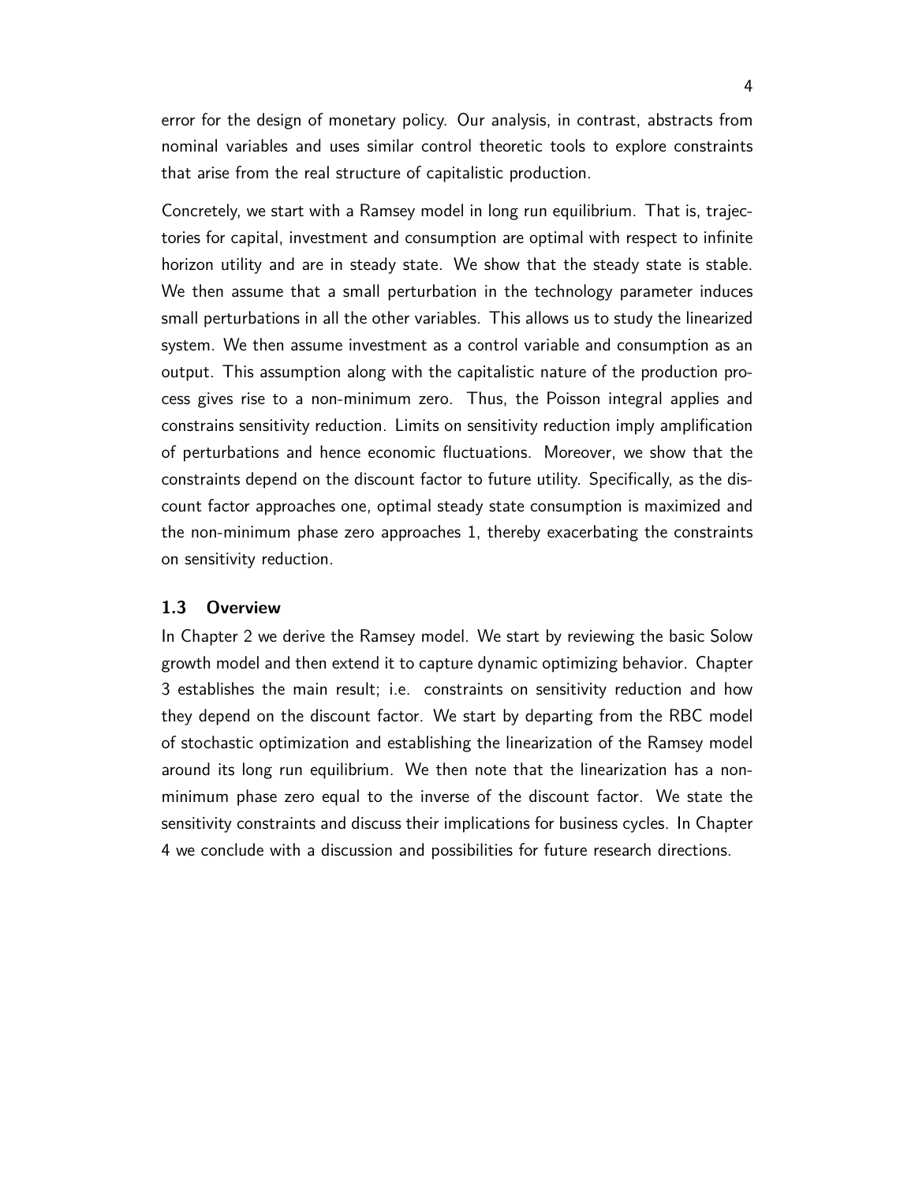error for the design of monetary policy. Our analysis, in contrast, abstracts from nominal variables and uses similar control theoretic tools to explore constraints that arise from the real structure of capitalistic production.

Concretely, we start with a Ramsey model in long run equilibrium. That is, trajectories for capital, investment and consumption are optimal with respect to infinite horizon utility and are in steady state. We show that the steady state is stable. We then assume that a small perturbation in the technology parameter induces small perturbations in all the other variables. This allows us to study the linearized system. We then assume investment as a control variable and consumption as an output. This assumption along with the capitalistic nature of the production process gives rise to a non-minimum zero. Thus, the Poisson integral applies and constrains sensitivity reduction. Limits on sensitivity reduction imply amplification of perturbations and hence economic fluctuations. Moreover, we show that the constraints depend on the discount factor to future utility. Specifically, as the discount factor approaches one, optimal steady state consumption is maximized and the non-minimum phase zero approaches 1, thereby exacerbating the constraints on sensitivity reduction.

### 1.3 Overview

In Chapter 2 we derive the Ramsey model. We start by reviewing the basic Solow growth model and then extend it to capture dynamic optimizing behavior. Chapter 3 establishes the main result; i.e. constraints on sensitivity reduction and how they depend on the discount factor. We start by departing from the RBC model of stochastic optimization and establishing the linearization of the Ramsey model around its long run equilibrium. We then note that the linearization has a non-minimum phase zero equal to the inverse of the discount factor. We state the sensitivity constraints and discuss their implications for business cycles. In Chapter 4 we conclude with a discussion and possibilities for future research directions.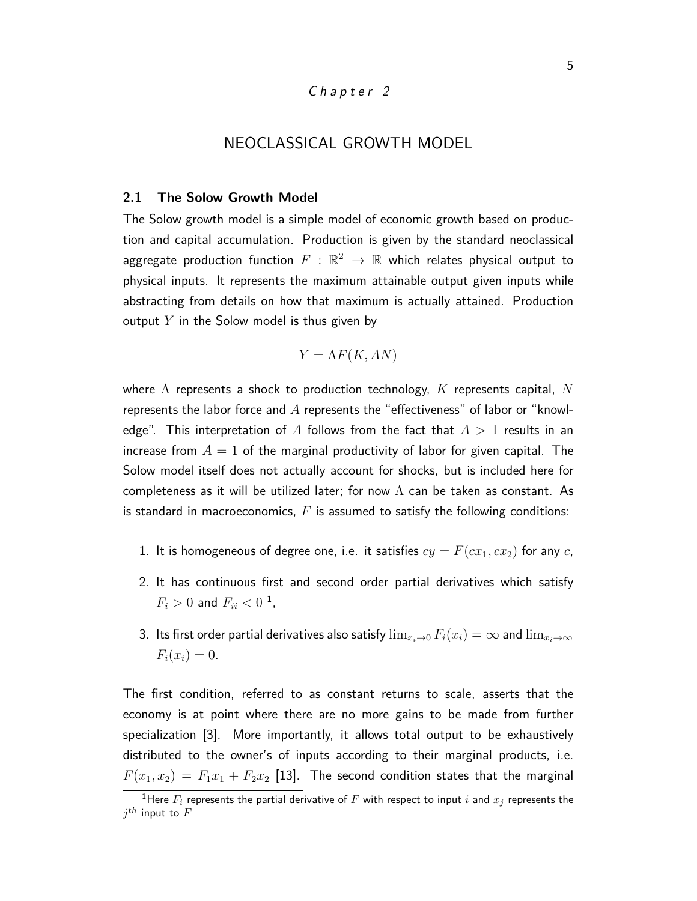*Chapter 2*

# NEOCLASSICAL GROWTH MODEL

## 2.1 The Solow Growth Model

The Solow growth model is a simple model of economic growth based on production and capital accumulation. Production is given by the standard neoclassical aggregate production function $F : \mathbb{R}^2 \to \mathbb{R}$ which relates physical output to physical inputs. It represents the maximum attainable output given inputs while abstracting from details on how that maximum is actually attained. Production output $Y$ in the Solow model is thus given by

$$Y = \Lambda F(K, AN)$$

where $\Lambda$ represents a shock to production technology, $K$ represents capital, $N$ represents the labor force and $A$ represents the "effectiveness" of labor or "knowledge". This interpretation of $A$ follows from the fact that $A > 1$ results in an increase from $A = 1$ of the marginal productivity of labor for given capital. The Solow model itself does not actually account for shocks, but is included here for completeness as it will be utilized later; for now $\Lambda$ can be taken as constant. As is standard in macroeconomics, $F$ is assumed to satisfy the following conditions:

1. It is homogeneous of degree one, i.e. it satisfies $cy = F(cx_1, cx_2)$ for any $c$,
2. It has continuous first and second order partial derivatives which satisfy $F_i > 0$ and $F_{ii} < 0$ [1],
3. Its first order partial derivatives also satisfy $\lim_{x_i \to 0} F_i(x_i) = \infty$ and $\lim_{x_i \to \infty} F_i(x_i) = 0$.

The first condition, referred to as constant returns to scale, asserts that the economy is at point where there are no more gains to be made from further specialization [3]. More importantly, it allows total output to be exhaustively distributed to the owner's of inputs according to their marginal products, i.e. $F(x_1, x_2) = F_1 x_1 + F_2 x_2$ [13]. The second condition states that the marginal

[1] Here $F_i$ represents the partial derivative of $F$ with respect to input $i$ and $x_j$ represents the $j^{th}$ input to $F$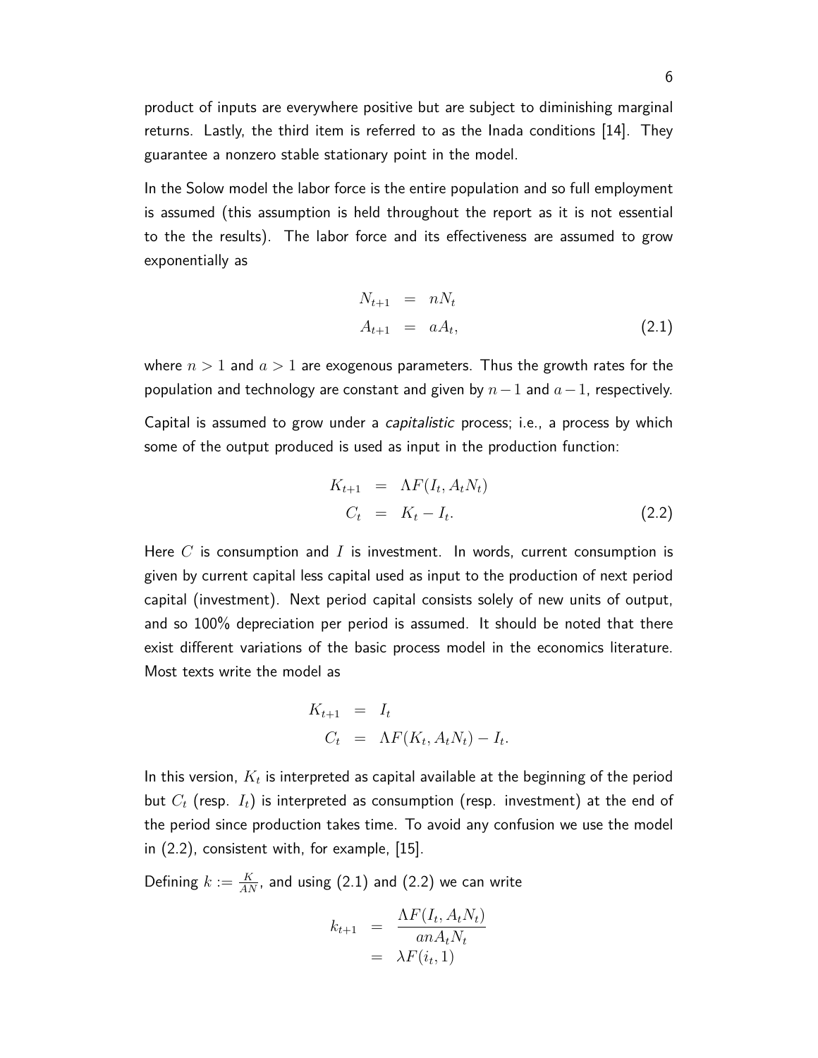product of inputs are everywhere positive but are subject to diminishing marginal returns. Lastly, the third item is referred to as the Inada conditions [14]. They guarantee a nonzero stable stationary point in the model.

In the Solow model the labor force is the entire population and so full employment is assumed (this assumption is held throughout the report as it is not essential to the the results). The labor force and its effectiveness are assumed to grow exponentially as

$$
\begin{aligned}
N_{t+1} &= nN_t \\
A_{t+1} &= aA_t,
\end{aligned}
\tag{2.1}
$$

where $n > 1$ and $a > 1$ are exogenous parameters. Thus the growth rates for the population and technology are constant and given by $n-1$ and $a-1$, respectively.

Capital is assumed to grow under a *capitalistic* process; i.e., a process by which some of the output produced is used as input in the production function:

$$
\begin{aligned}
K_{t+1} &= \Lambda F(I_t, A_t N_t) \\
C_t &= K_t - I_t.
\end{aligned}
\tag{2.2}
$$

Here $C$ is consumption and $I$ is investment. In words, current consumption is given by current capital less capital used as input to the production of next period capital (investment). Next period capital consists solely of new units of output, and so 100% depreciation per period is assumed. It should be noted that there exist different variations of the basic process model in the economics literature. Most texts write the model as

$$
\begin{aligned}
K_{t+1} &= I_t \\
C_t &= \Lambda F(K_t, A_t N_t) - I_t.
\end{aligned}
$$

In this version, $K_t$ is interpreted as capital available at the beginning of the period but $C_t$ (resp. $I_t$) is interpreted as consumption (resp. investment) at the end of the period since production takes time. To avoid any confusion we use the model in (2.2), consistent with, for example, [15].

Defining $k := \frac{K}{AN}$, and using (2.1) and (2.2) we can write

$$
\begin{aligned}
k_{t+1} &= \frac{\Lambda F(I_t, A_t N_t)}{anA_t N_t} \\
&= \lambda F(i_t, 1)
\end{aligned}
$$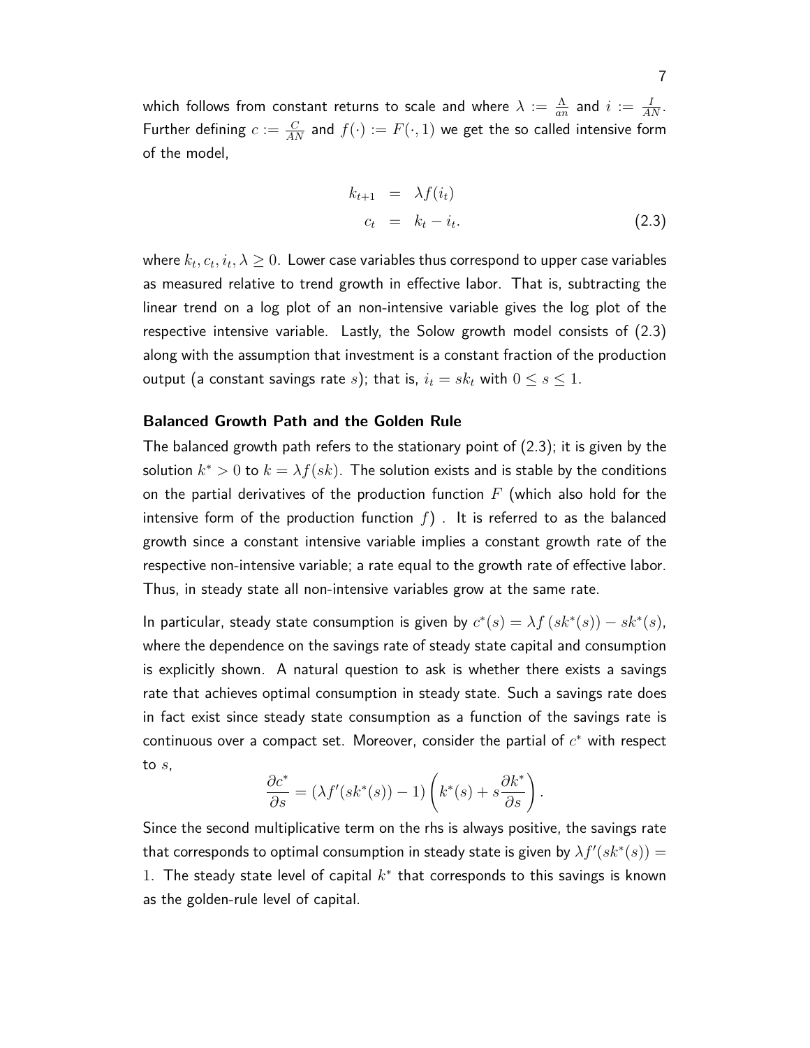which follows from constant returns to scale and where $\lambda := \frac{\Lambda}{an}$ and $i := \frac{I}{AN}$. Further defining $c := \frac{C}{AN}$ and $f(\cdot) := F(\cdot, 1)$ we get the so called intensive form of the model,

$$
\begin{aligned}
k_{t+1} &= \lambda f(i_t) \\
c_t &= k_t - i_t.
\end{aligned}
\tag{2.3}
$$

where $k_t, c_t, i_t, \lambda \geq 0$. Lower case variables thus correspond to upper case variables as measured relative to trend growth in effective labor. That is, subtracting the linear trend on a log plot of an non-intensive variable gives the log plot of the respective intensive variable. Lastly, the Solow growth model consists of (2.3) along with the assumption that investment is a constant fraction of the production output (a constant savings rate $s$); that is, $i_t = sk_t$ with $0 \leq s \leq 1$.

**Balanced Growth Path and the Golden Rule**

The balanced growth path refers to the stationary point of (2.3); it is given by the solution $k^* > 0$ to $k = \lambda f(sk)$. The solution exists and is stable by the conditions on the partial derivatives of the production function $F$ (which also hold for the intensive form of the production function $f$) . It is referred to as the balanced growth since a constant intensive variable implies a constant growth rate of the respective non-intensive variable; a rate equal to the growth rate of effective labor. Thus, in steady state all non-intensive variables grow at the same rate.

In particular, steady state consumption is given by $c^*(s) = \lambda f(sk^*(s)) - sk^*(s)$, where the dependence on the savings rate of steady state capital and consumption is explicitly shown. A natural question to ask is whether there exists a savings rate that achieves optimal consumption in steady state. Such a savings rate does in fact exist since steady state consumption as a function of the savings rate is continuous over a compact set. Moreover, consider the partial of $c^*$ with respect to $s$,

$$
\frac{\partial c^*}{\partial s} = (\lambda f'(sk^*(s)) - 1) \left( k^*(s) + s \frac{\partial k^*}{\partial s} \right).
$$

Since the second multiplicative term on the rhs is always positive, the savings rate that corresponds to optimal consumption in steady state is given by $\lambda f'(sk^*(s)) = 1$. The steady state level of capital $k^*$ that corresponds to this savings is known as the golden-rule level of capital.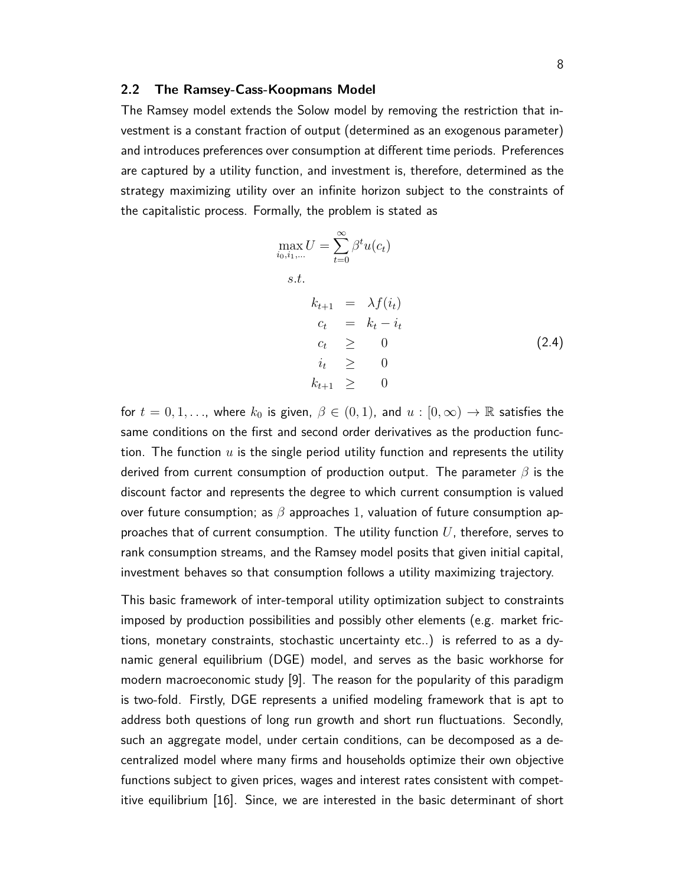## 2.2 The Ramsey-Cass-Koopmans Model

The Ramsey model extends the Solow model by removing the restriction that investment is a constant fraction of output (determined as an exogenous parameter) and introduces preferences over consumption at different time periods. Preferences are captured by a utility function, and investment is, therefore, determined as the strategy maximizing utility over an infinite horizon subject to the constraints of the capitalistic process. Formally, the problem is stated as

$$
\begin{aligned}
\max_{i_0, i_1, \ldots} U = \sum_{t=0}^{\infty} \beta^t u(c_t) & \\
s.t. & \\
k_{t+1} &= \lambda f(i_t) \\
c_t &= k_t - i_t \\
c_t &\geq 0 \\
i_t &\geq 0 \\
k_{t+1} &\geq 0
\end{aligned}
\tag{2.4}
$$

for $t = 0, 1, \ldots$, where $k_0$ is given, $\beta \in (0, 1)$, and $u : [0, \infty) \to \mathbb{R}$ satisfies the same conditions on the first and second order derivatives as the production function. The function $u$ is the single period utility function and represents the utility derived from current consumption of production output. The parameter $\beta$ is the discount factor and represents the degree to which current consumption is valued over future consumption; as $\beta$ approaches $1$, valuation of future consumption approaches that of current consumption. The utility function $U$, therefore, serves to rank consumption streams, and the Ramsey model posits that given initial capital, investment behaves so that consumption follows a utility maximizing trajectory.

This basic framework of inter-temporal utility optimization subject to constraints imposed by production possibilities and possibly other elements (e.g. market frictions, monetary constraints, stochastic uncertainty etc..) is referred to as a dynamic general equilibrium (DGE) model, and serves as the basic workhorse for modern macroeconomic study [9]. The reason for the popularity of this paradigm is two-fold. Firstly, DGE represents a unified modeling framework that is apt to address both questions of long run growth and short run fluctuations. Secondly, such an aggregate model, under certain conditions, can be decomposed as a decentralized model where many firms and households optimize their own objective functions subject to given prices, wages and interest rates consistent with competitive equilibrium [16]. Since, we are interested in the basic determinant of short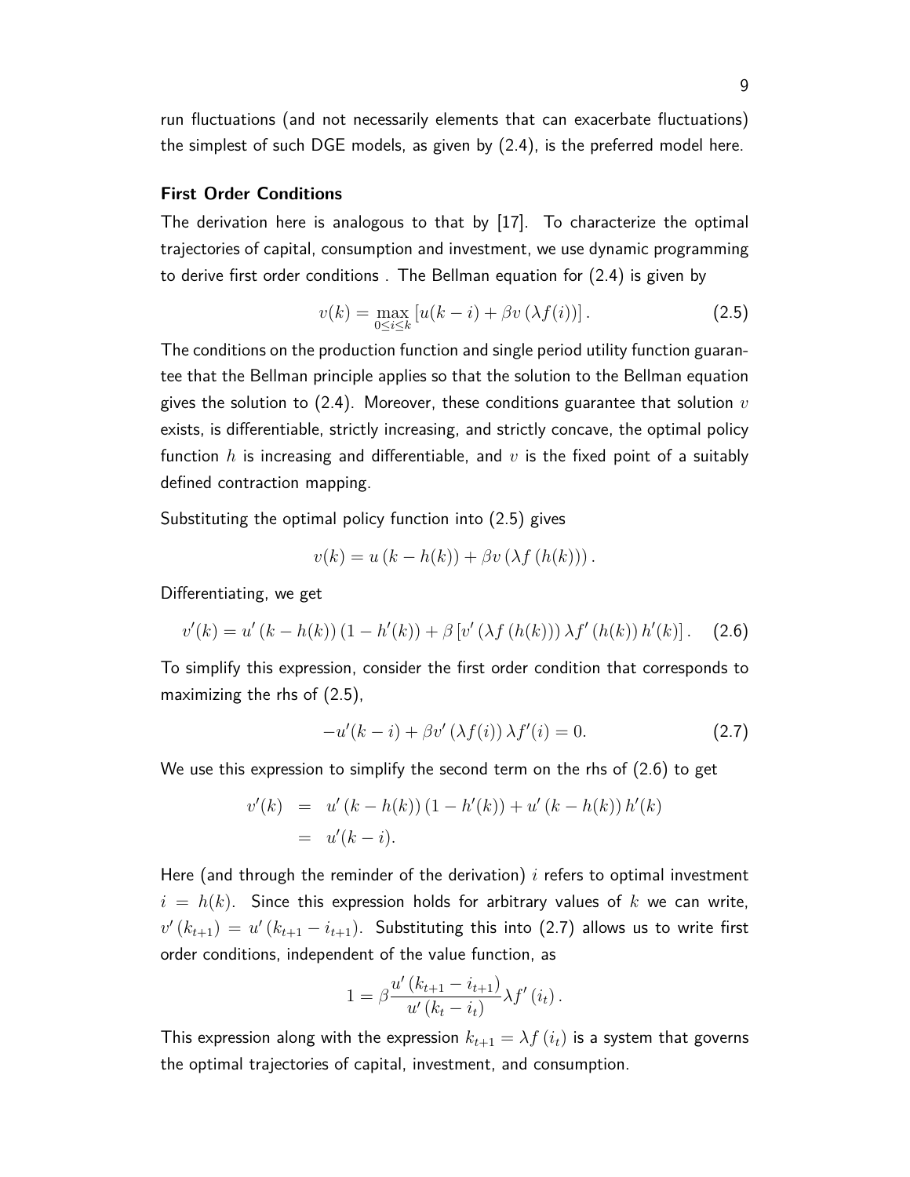run fluctuations (and not necessarily elements that can exacerbate fluctuations) the simplest of such DGE models, as given by (2.4), is the preferred model here.

### First Order Conditions

The derivation here is analogous to that by [17]. To characterize the optimal trajectories of capital, consumption and investment, we use dynamic programming to derive first order conditions . The Bellman equation for (2.4) is given by

$$v(k) = \max_{0 \leq i \leq k} \left[ u(k-i) + \beta v \left( \lambda f(i) \right) \right]. \tag{2.5}$$

The conditions on the production function and single period utility function guarantee that the Bellman principle applies so that the solution to the Bellman equation gives the solution to (2.4). Moreover, these conditions guarantee that solution $v$ exists, is differentiable, strictly increasing, and strictly concave, the optimal policy function $h$ is increasing and differentiable, and $v$ is the fixed point of a suitably defined contraction mapping.

Substituting the optimal policy function into (2.5) gives

$$v(k) = u\left(k - h(k)\right) + \beta v\left(\lambda f\left(h(k)\right)\right).$$

Differentiating, we get

$$v'(k) = u'\left(k - h(k)\right)\left(1 - h'(k)\right) + \beta\left[v'\left(\lambda f\left(h(k)\right)\right)\lambda f'\left(h(k)\right)h'(k)\right]. \tag{2.6}$$

To simplify this expression, consider the first order condition that corresponds to maximizing the rhs of (2.5),

$$-u'(k-i) + \beta v'\left(\lambda f(i)\right)\lambda f'(i) = 0. \tag{2.7}$$

We use this expression to simplify the second term on the rhs of (2.6) to get

$$\begin{aligned} v'(k) &= u'\left(k - h(k)\right)\left(1 - h'(k)\right) + u'\left(k - h(k)\right)h'(k) \\ &= u'(k-i). \end{aligned}$$

Here (and through the reminder of the derivation) $i$ refers to optimal investment $i = h(k)$. Since this expression holds for arbitrary values of $k$ we can write, $v'\left(k_{t+1}\right) = u'\left(k_{t+1} - i_{t+1}\right)$. Substituting this into (2.7) allows us to write first order conditions, independent of the value function, as

$$1 = \beta \frac{u'\left(k_{t+1} - i_{t+1}\right)}{u'\left(k_t - i_t\right)} \lambda f'\left(i_t\right).$$

This expression along with the expression $k_{t+1} = \lambda f\left(i_t\right)$ is a system that governs the optimal trajectories of capital, investment, and consumption.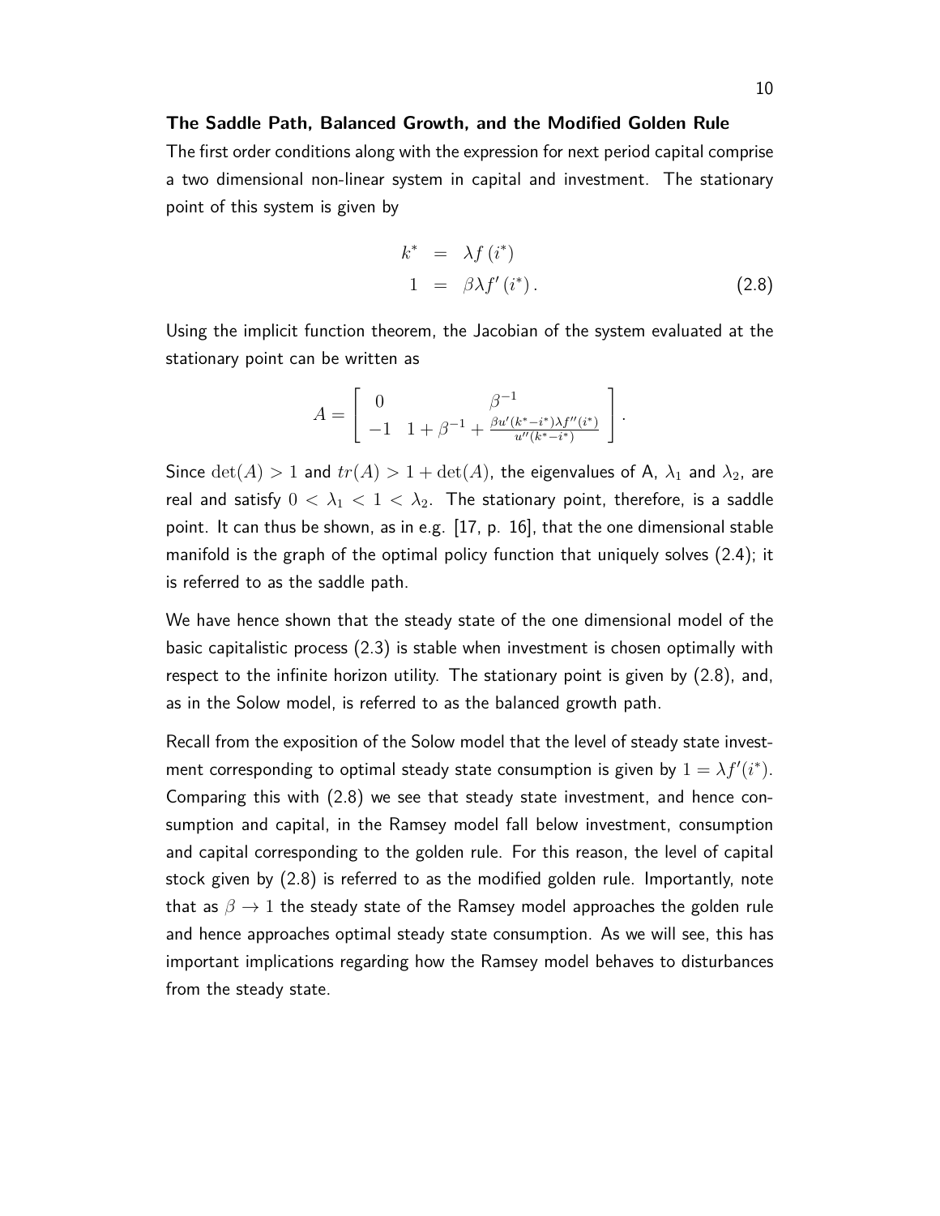**The Saddle Path, Balanced Growth, and the Modified Golden Rule**

The first order conditions along with the expression for next period capital comprise a two dimensional non-linear system in capital and investment. The stationary point of this system is given by

$$
\begin{aligned}
k^* &= \lambda f(i^*) \\
1 &= \beta \lambda f'(i^*) .
\end{aligned}
\tag{2.8}
$$

Using the implicit function theorem, the Jacobian of the system evaluated at the stationary point can be written as

$$
A = \begin{bmatrix} 0 & \beta^{-1} \\ -1 & 1 + \beta^{-1} + \frac{\beta u'(k^* - i^*) \lambda f''(i^*)}{u''(k^* - i^*)} \end{bmatrix} .
$$

Since $\det(A) > 1$ and $tr(A) > 1 + \det(A)$, the eigenvalues of A, $\lambda_1$ and $\lambda_2$, are real and satisfy $0 < \lambda_1 < 1 < \lambda_2$. The stationary point, therefore, is a saddle point. It can thus be shown, as in e.g. [17, p. 16], that the one dimensional stable manifold is the graph of the optimal policy function that uniquely solves (2.4); it is referred to as the saddle path.

We have hence shown that the steady state of the one dimensional model of the basic capitalistic process (2.3) is stable when investment is chosen optimally with respect to the infinite horizon utility. The stationary point is given by (2.8), and, as in the Solow model, is referred to as the balanced growth path.

Recall from the exposition of the Solow model that the level of steady state investment corresponding to optimal steady state consumption is given by $1 = \lambda f'(i^*)$. Comparing this with (2.8) we see that steady state investment, and hence consumption and capital, in the Ramsey model fall below investment, consumption and capital corresponding to the golden rule. For this reason, the level of capital stock given by (2.8) is referred to as the modified golden rule. Importantly, note that as $\beta \to 1$ the steady state of the Ramsey model approaches the golden rule and hence approaches optimal steady state consumption. As we will see, this has important implications regarding how the Ramsey model behaves to disturbances from the steady state.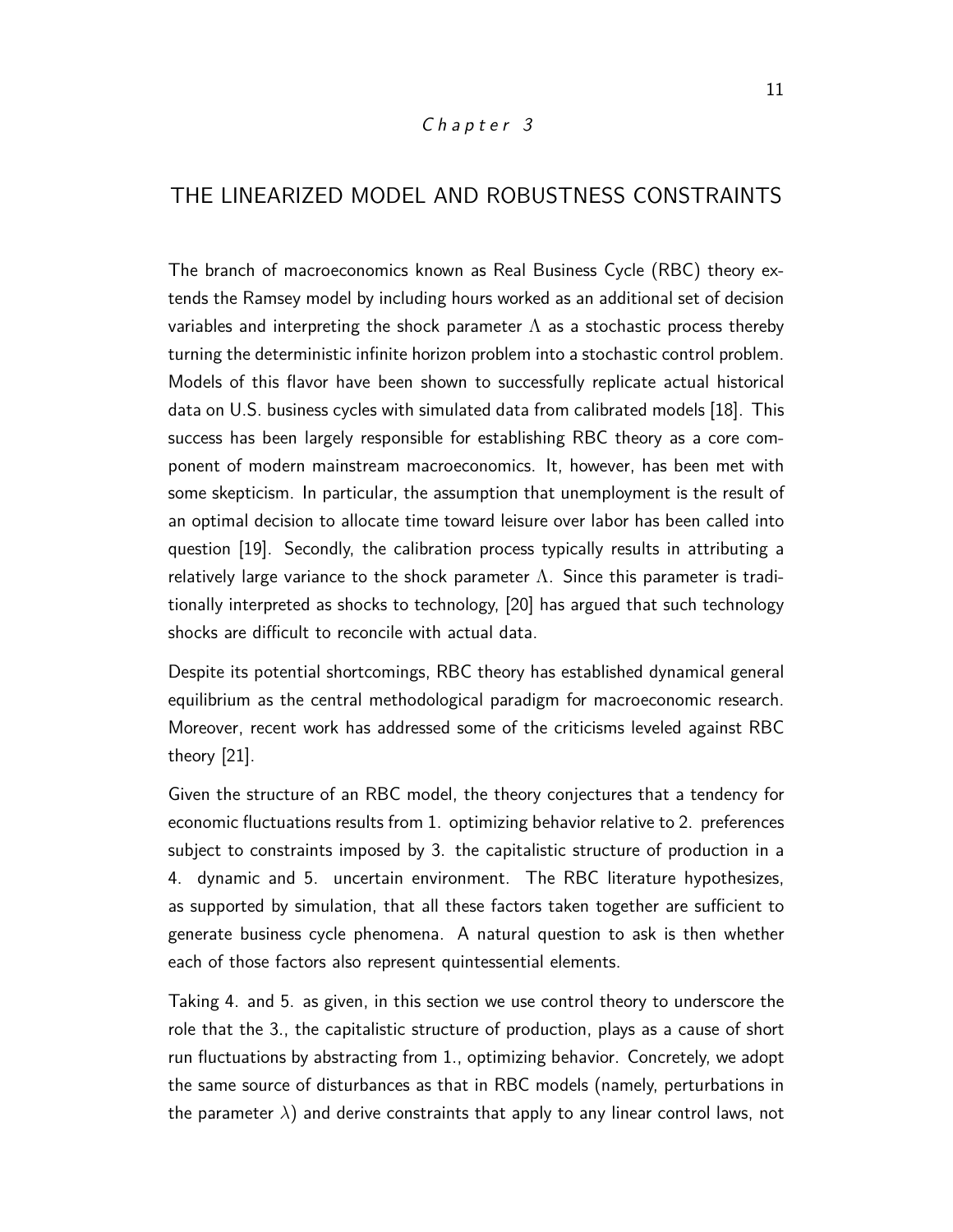*Chapter 3*

# THE LINEARIZED MODEL AND ROBUSTNESS CONSTRAINTS

The branch of macroeconomics known as Real Business Cycle (RBC) theory extends the Ramsey model by including hours worked as an additional set of decision variables and interpreting the shock parameter $\Lambda$ as a stochastic process thereby turning the deterministic infinite horizon problem into a stochastic control problem. Models of this flavor have been shown to successfully replicate actual historical data on U.S. business cycles with simulated data from calibrated models [18]. This success has been largely responsible for establishing RBC theory as a core component of modern mainstream macroeconomics. It, however, has been met with some skepticism. In particular, the assumption that unemployment is the result of an optimal decision to allocate time toward leisure over labor has been called into question [19]. Secondly, the calibration process typically results in attributing a relatively large variance to the shock parameter $\Lambda$. Since this parameter is traditionally interpreted as shocks to technology, [20] has argued that such technology shocks are difficult to reconcile with actual data.

Despite its potential shortcomings, RBC theory has established dynamical general equilibrium as the central methodological paradigm for macroeconomic research. Moreover, recent work has addressed some of the criticisms leveled against RBC theory [21].

Given the structure of an RBC model, the theory conjectures that a tendency for economic fluctuations results from 1. optimizing behavior relative to 2. preferences subject to constraints imposed by 3. the capitalistic structure of production in a 4. dynamic and 5. uncertain environment. The RBC literature hypothesizes, as supported by simulation, that all these factors taken together are sufficient to generate business cycle phenomena. A natural question to ask is then whether each of those factors also represent quintessential elements.

Taking 4. and 5. as given, in this section we use control theory to underscore the role that the 3., the capitalistic structure of production, plays as a cause of short run fluctuations by abstracting from 1., optimizing behavior. Concretely, we adopt the same source of disturbances as that in RBC models (namely, perturbations in the parameter $\lambda$) and derive constraints that apply to any linear control laws, not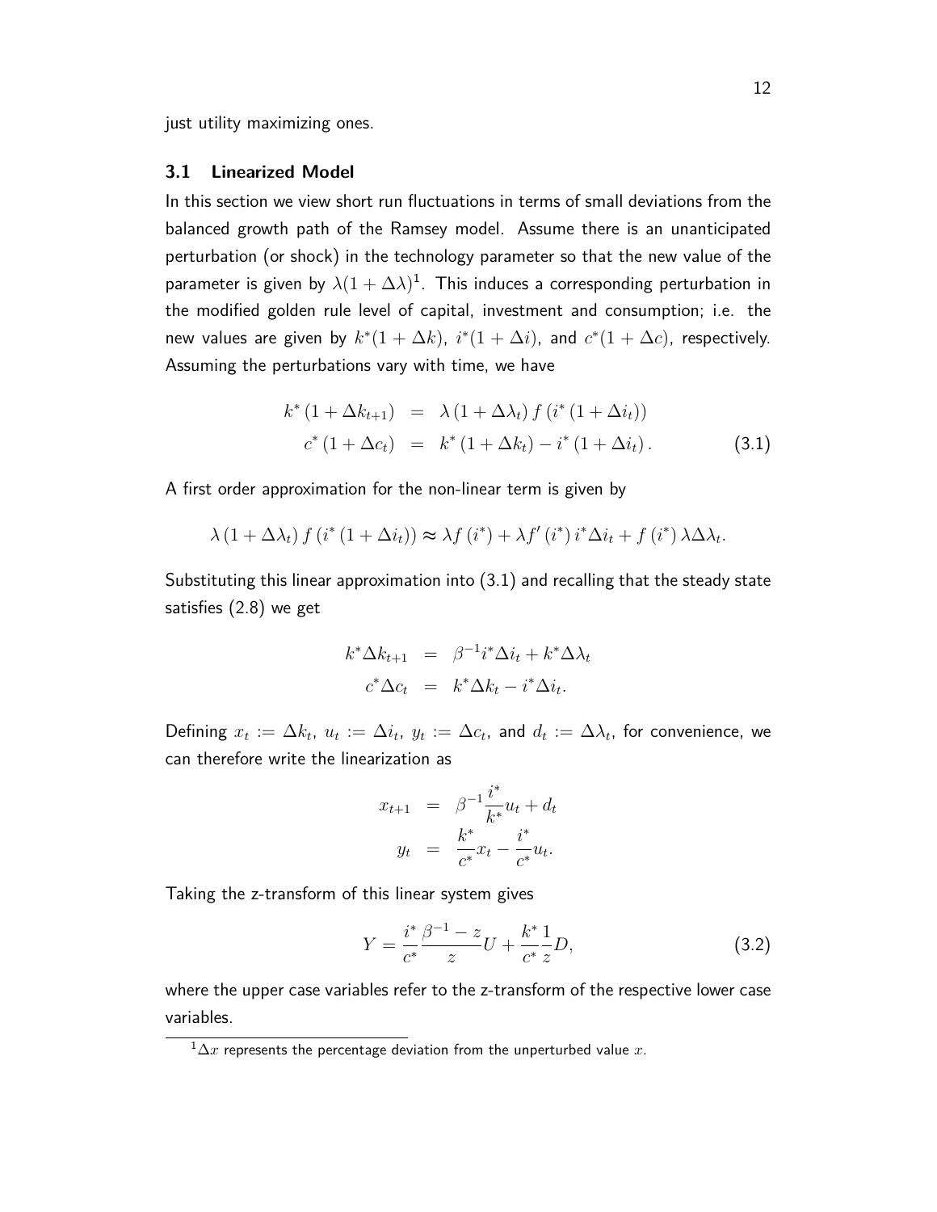just utility maximizing ones.

### 3.1 Linearized Model

In this section we view short run fluctuations in terms of small deviations from the balanced growth path of the Ramsey model. Assume there is an unanticipated perturbation (or shock) in the technology parameter so that the new value of the parameter is given by $\lambda(1+\Delta\lambda)$[1]. This induces a corresponding perturbation in the modified golden rule level of capital, investment and consumption; i.e. the new values are given by $k^*(1+\Delta k)$, $i^*(1+\Delta i)$, and $c^*(1+\Delta c)$, respectively. Assuming the perturbations vary with time, we have

$$
\begin{aligned}
k^*\left(1+\Delta k_{t+1}\right) &= \lambda\left(1+\Delta\lambda_t\right) f\left(i^*\left(1+\Delta i_t\right)\right) \\
c^*\left(1+\Delta c_t\right) &= k^*\left(1+\Delta k_t\right) - i^*\left(1+\Delta i_t\right).
\end{aligned} \tag{3.1}
$$

A first order approximation for the non-linear term is given by

$$
\lambda\left(1+\Delta\lambda_t\right) f\left(i^*\left(1+\Delta i_t\right)\right) \approx \lambda f\left(i^*\right) + \lambda f'\left(i^*\right) i^* \Delta i_t + f\left(i^*\right) \lambda \Delta\lambda_t.
$$

Substituting this linear approximation into (3.1) and recalling that the steady state satisfies (2.8) we get

$$
\begin{aligned}
k^*\Delta k_{t+1} &= \beta^{-1} i^* \Delta i_t + k^* \Delta\lambda_t \\
c^*\Delta c_t &= k^*\Delta k_t - i^*\Delta i_t.
\end{aligned}
$$

Defining $x_t := \Delta k_t$, $u_t := \Delta i_t$, $y_t := \Delta c_t$, and $d_t := \Delta\lambda_t$, for convenience, we can therefore write the linearization as

$$
\begin{aligned}
x_{t+1} &= \beta^{-1}\frac{i^*}{k^*}u_t + d_t \\
y_t &= \frac{k^*}{c^*}x_t - \frac{i^*}{c^*}u_t.
\end{aligned}
$$

Taking the z-transform of this linear system gives

$$
Y = \frac{i^*}{c^*}\frac{\beta^{-1}-z}{z}U + \frac{k^*}{c^*}\frac{1}{z}D, \tag{3.2}
$$

where the upper case variables refer to the z-transform of the respective lower case variables.

[1] $\Delta x$ represents the percentage deviation from the unperturbed value $x$.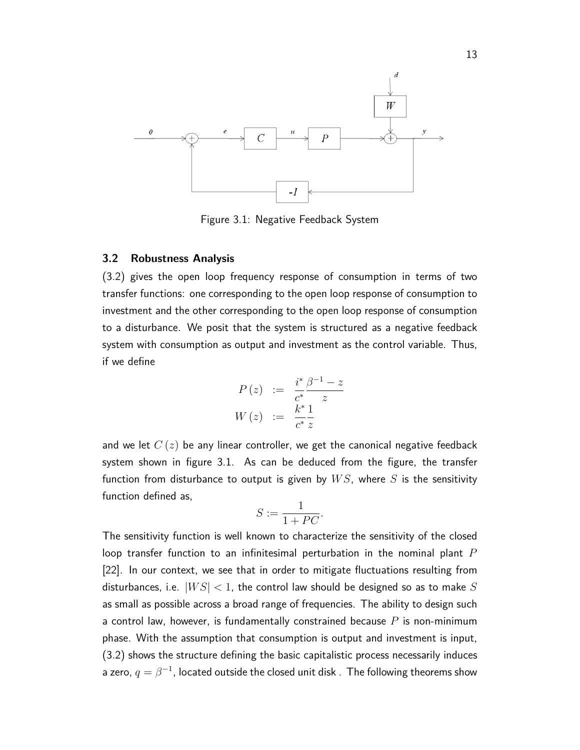Figure 3.1: Negative Feedback System

### 3.2 Robustness Analysis

(3.2) gives the open loop frequency response of consumption in terms of two transfer functions: one corresponding to the open loop response of consumption to investment and the other corresponding to the open loop response of consumption to a disturbance. We posit that the system is structured as a negative feedback system with consumption as output and investment as the control variable. Thus, if we define

$$
\begin{aligned}
P(z) &:= \frac{i^*}{c^*}\frac{\beta^{-1} - z}{z} \\
W(z) &:= \frac{k^*}{c^*}\frac{1}{z}
\end{aligned}
$$

and we let $C(z)$ be any linear controller, we get the canonical negative feedback system shown in figure 3.1. As can be deduced from the figure, the transfer function from disturbance to output is given by $WS$, where $S$ is the sensitivity function defined as,

$$
S := \frac{1}{1 + PC}.
$$

The sensitivity function is well known to characterize the sensitivity of the closed loop transfer function to an infinitesimal perturbation in the nominal plant $P$ [22]. In our context, we see that in order to mitigate fluctuations resulting from disturbances, i.e. $|WS| < 1$, the control law should be designed so as to make $S$ as small as possible across a broad range of frequencies. The ability to design such a control law, however, is fundamentally constrained because $P$ is non-minimum phase. With the assumption that consumption is output and investment is input, (3.2) shows the structure defining the basic capitalistic process necessarily induces a zero, $q = \beta^{-1}$, located outside the closed unit disk . The following theorems show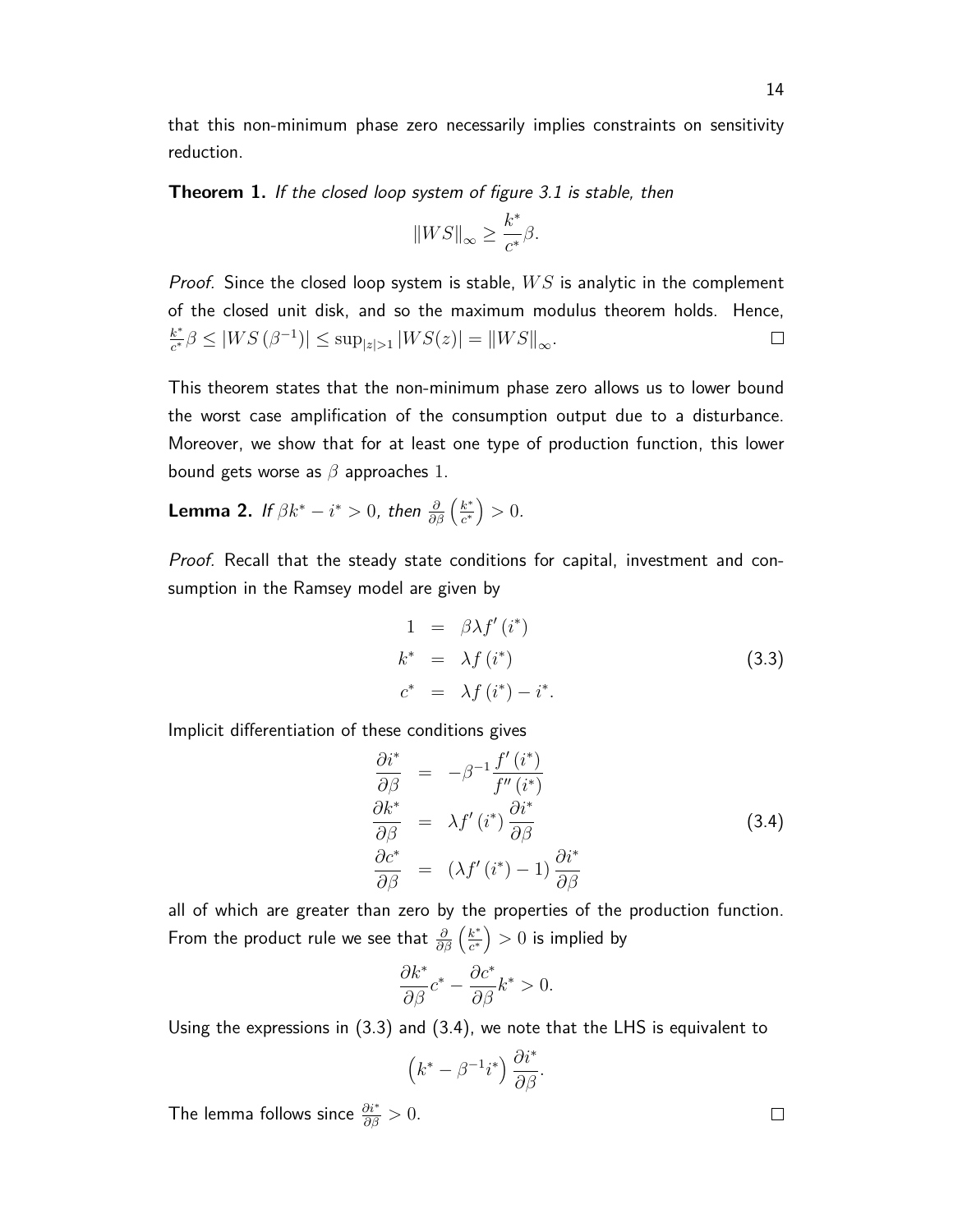that this non-minimum phase zero necessarily implies constraints on sensitivity reduction.

**Theorem 1.** *If the closed loop system of figure 3.1 is stable, then*

$$\|WS\|_\infty \geq \frac{k^*}{c^*}\beta.$$

*Proof.* Since the closed loop system is stable, $WS$ is analytic in the complement of the closed unit disk, and so the maximum modulus theorem holds. Hence, $\frac{k^*}{c^*}\beta \leq |WS(\beta^{-1})| \leq \sup_{|z|>1} |WS(z)| = \|WS\|_\infty$. $\square$

This theorem states that the non-minimum phase zero allows us to lower bound the worst case amplification of the consumption output due to a disturbance. Moreover, we show that for at least one type of production function, this lower bound gets worse as $\beta$ approaches $1$.

**Lemma 2.** *If $\beta k^* - i^* > 0$, then $\frac{\partial}{\partial \beta}\left(\frac{k^*}{c^*}\right) > 0$.*

*Proof.* Recall that the steady state conditions for capital, investment and consumption in the Ramsey model are given by

$$\begin{aligned} 1 &= \beta \lambda f'(i^*) \\ k^* &= \lambda f(i^*) \\ c^* &= \lambda f(i^*) - i^*. \end{aligned} \tag{3.3}$$

Implicit differentiation of these conditions gives

$$\begin{aligned} \frac{\partial i^*}{\partial \beta} &= -\beta^{-1}\frac{f'(i^*)}{f''(i^*)} \\ \frac{\partial k^*}{\partial \beta} &= \lambda f'(i^*)\frac{\partial i^*}{\partial \beta} \\ \frac{\partial c^*}{\partial \beta} &= (\lambda f'(i^*) - 1)\frac{\partial i^*}{\partial \beta} \end{aligned} \tag{3.4}$$

all of which are greater than zero by the properties of the production function. From the product rule we see that $\frac{\partial}{\partial \beta}\left(\frac{k^*}{c^*}\right) > 0$ is implied by

$$\frac{\partial k^*}{\partial \beta}c^* - \frac{\partial c^*}{\partial \beta}k^* > 0.$$

Using the expressions in (3.3) and (3.4), we note that the LHS is equivalent to

$$\left(k^* - \beta^{-1}i^*\right)\frac{\partial i^*}{\partial \beta}.$$

The lemma follows since $\frac{\partial i^*}{\partial \beta} > 0$. $\square$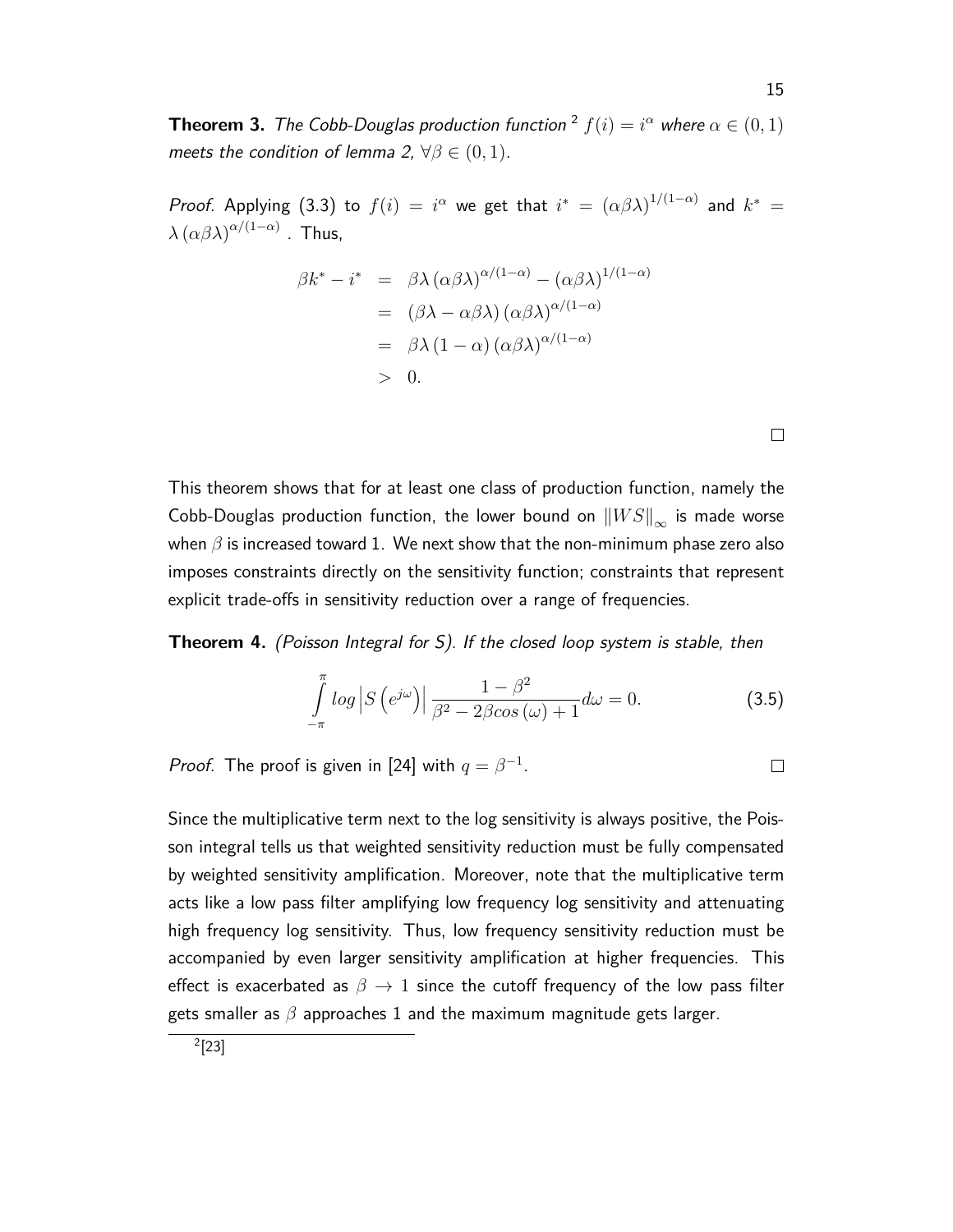**Theorem 3.** *The Cobb-Douglas production function* [2] $f(i) = i^{\alpha}$ *where* $\alpha \in (0,1)$ *meets the condition of lemma 2,* $\forall \beta \in (0,1)$.

*Proof.* Applying (3.3) to $f(i) = i^{\alpha}$ we get that $i^* = (\alpha\beta\lambda)^{1/(1-\alpha)}$ and $k^* = \lambda (\alpha\beta\lambda)^{\alpha/(1-\alpha)}$ . Thus,

$$
\begin{aligned}
\beta k^* - i^* &= \beta\lambda (\alpha\beta\lambda)^{\alpha/(1-\alpha)} - (\alpha\beta\lambda)^{1/(1-\alpha)} \\
&= (\beta\lambda - \alpha\beta\lambda)(\alpha\beta\lambda)^{\alpha/(1-\alpha)} \\
&= \beta\lambda (1-\alpha)(\alpha\beta\lambda)^{\alpha/(1-\alpha)} \\
&> 0.
\end{aligned}
$$

□

This theorem shows that for at least one class of production function, namely the Cobb-Douglas production function, the lower bound on $\|WS\|_{\infty}$ is made worse when $\beta$ is increased toward 1. We next show that the non-minimum phase zero also imposes constraints directly on the sensitivity function; constraints that represent explicit trade-offs in sensitivity reduction over a range of frequencies.

**Theorem 4.** *(Poisson Integral for S). If the closed loop system is stable, then*

$$
\int_{-\pi}^{\pi} log \left| S\left(e^{j\omega}\right) \right| \frac{1-\beta^2}{\beta^2 - 2\beta cos(\omega) + 1} d\omega = 0. \tag{3.5}
$$

*Proof.* The proof is given in [24] with $q = \beta^{-1}$. □

Since the multiplicative term next to the log sensitivity is always positive, the Poisson integral tells us that weighted sensitivity reduction must be fully compensated by weighted sensitivity amplification. Moreover, note that the multiplicative term acts like a low pass filter amplifying low frequency log sensitivity and attenuating high frequency log sensitivity. Thus, low frequency sensitivity reduction must be accompanied by even larger sensitivity amplification at higher frequencies. This effect is exacerbated as $\beta \to 1$ since the cutoff frequency of the low pass filter gets smaller as $\beta$ approaches 1 and the maximum magnitude gets larger.

[2] [23]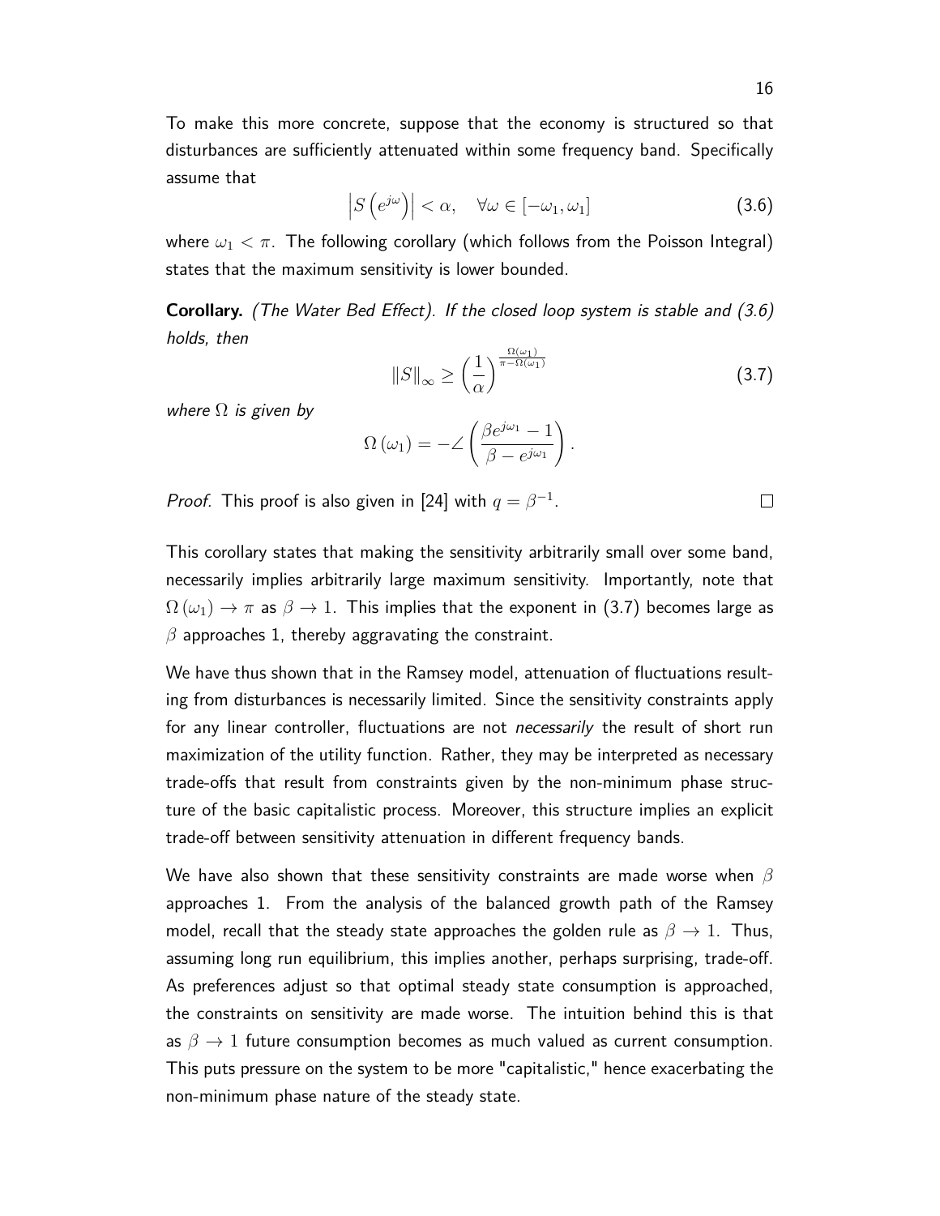To make this more concrete, suppose that the economy is structured so that disturbances are sufficiently attenuated within some frequency band. Specifically assume that

$$\left|S\left(e^{j\omega}\right)\right| < \alpha, \quad \forall \omega \in [-\omega_1, \omega_1] \tag{3.6}$$

where $\omega_1 < \pi$. The following corollary (which follows from the Poisson Integral) states that the maximum sensitivity is lower bounded.

**Corollary.** *(The Water Bed Effect). If the closed loop system is stable and (3.6) holds, then*

$$\|S\|_\infty \geq \left(\frac{1}{\alpha}\right)^{\frac{\Omega(\omega_1)}{\pi - \Omega(\omega_1)}} \tag{3.7}$$

*where $\Omega$ is given by*

$$\Omega\left(\omega_1\right) = -\angle\left(\frac{\beta e^{j\omega_1} - 1}{\beta - e^{j\omega_1}}\right).$$

*Proof.* This proof is also given in [24] with $q = \beta^{-1}$. □

This corollary states that making the sensitivity arbitrarily small over some band, necessarily implies arbitrarily large maximum sensitivity. Importantly, note that $\Omega\left(\omega_1\right) \to \pi$ as $\beta \to 1$. This implies that the exponent in (3.7) becomes large as $\beta$ approaches 1, thereby aggravating the constraint.

We have thus shown that in the Ramsey model, attenuation of fluctuations resulting from disturbances is necessarily limited. Since the sensitivity constraints apply for any linear controller, fluctuations are not *necessarily* the result of short run maximization of the utility function. Rather, they may be interpreted as necessary trade-offs that result from constraints given by the non-minimum phase structure of the basic capitalistic process. Moreover, this structure implies an explicit trade-off between sensitivity attenuation in different frequency bands.

We have also shown that these sensitivity constraints are made worse when $\beta$ approaches 1. From the analysis of the balanced growth path of the Ramsey model, recall that the steady state approaches the golden rule as $\beta \to 1$. Thus, assuming long run equilibrium, this implies another, perhaps surprising, trade-off. As preferences adjust so that optimal steady state consumption is approached, the constraints on sensitivity are made worse. The intuition behind this is that as $\beta \to 1$ future consumption becomes as much valued as current consumption. This puts pressure on the system to be more "capitalistic," hence exacerbating the non-minimum phase nature of the steady state.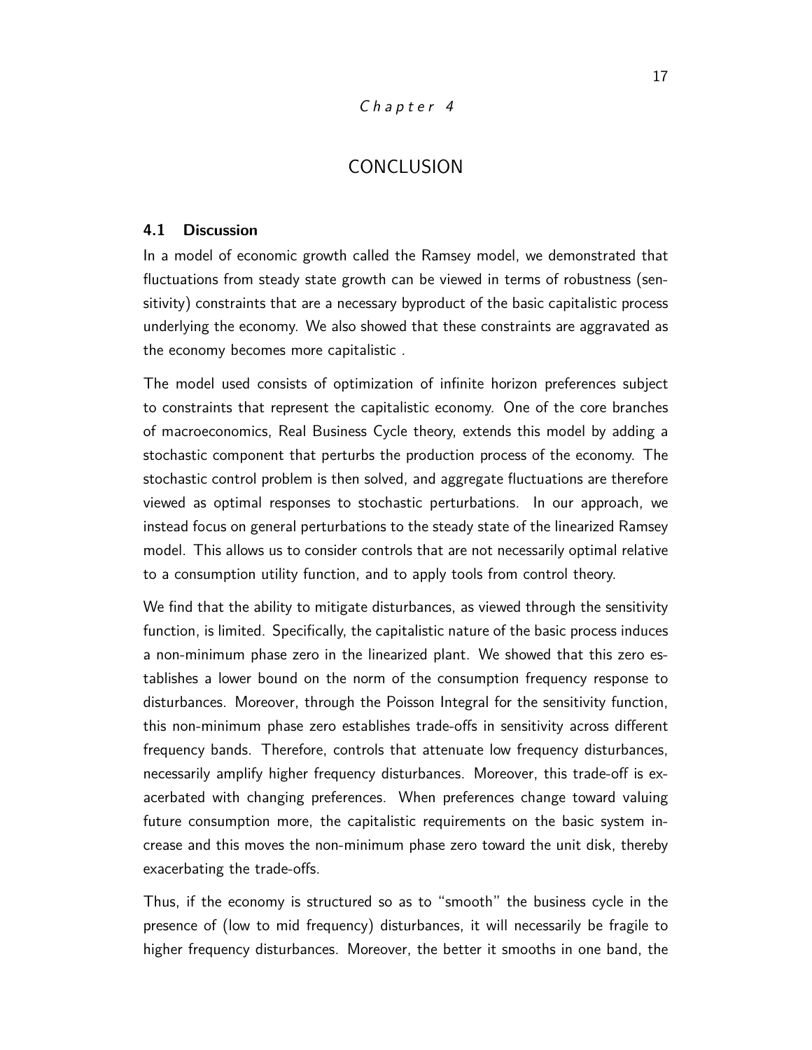*Chapter 4*

# CONCLUSION

## 4.1 Discussion

In a model of economic growth called the Ramsey model, we demonstrated that fluctuations from steady state growth can be viewed in terms of robustness (sensitivity) constraints that are a necessary byproduct of the basic capitalistic process underlying the economy. We also showed that these constraints are aggravated as the economy becomes more capitalistic .

The model used consists of optimization of infinite horizon preferences subject to constraints that represent the capitalistic economy. One of the core branches of macroeconomics, Real Business Cycle theory, extends this model by adding a stochastic component that perturbs the production process of the economy. The stochastic control problem is then solved, and aggregate fluctuations are therefore viewed as optimal responses to stochastic perturbations. In our approach, we instead focus on general perturbations to the steady state of the linearized Ramsey model. This allows us to consider controls that are not necessarily optimal relative to a consumption utility function, and to apply tools from control theory.

We find that the ability to mitigate disturbances, as viewed through the sensitivity function, is limited. Specifically, the capitalistic nature of the basic process induces a non-minimum phase zero in the linearized plant. We showed that this zero establishes a lower bound on the norm of the consumption frequency response to disturbances. Moreover, through the Poisson Integral for the sensitivity function, this non-minimum phase zero establishes trade-offs in sensitivity across different frequency bands. Therefore, controls that attenuate low frequency disturbances, necessarily amplify higher frequency disturbances. Moreover, this trade-off is exacerbated with changing preferences. When preferences change toward valuing future consumption more, the capitalistic requirements on the basic system increase and this moves the non-minimum phase zero toward the unit disk, thereby exacerbating the trade-offs.

Thus, if the economy is structured so as to "smooth" the business cycle in the presence of (low to mid frequency) disturbances, it will necessarily be fragile to higher frequency disturbances. Moreover, the better it smooths in one band, the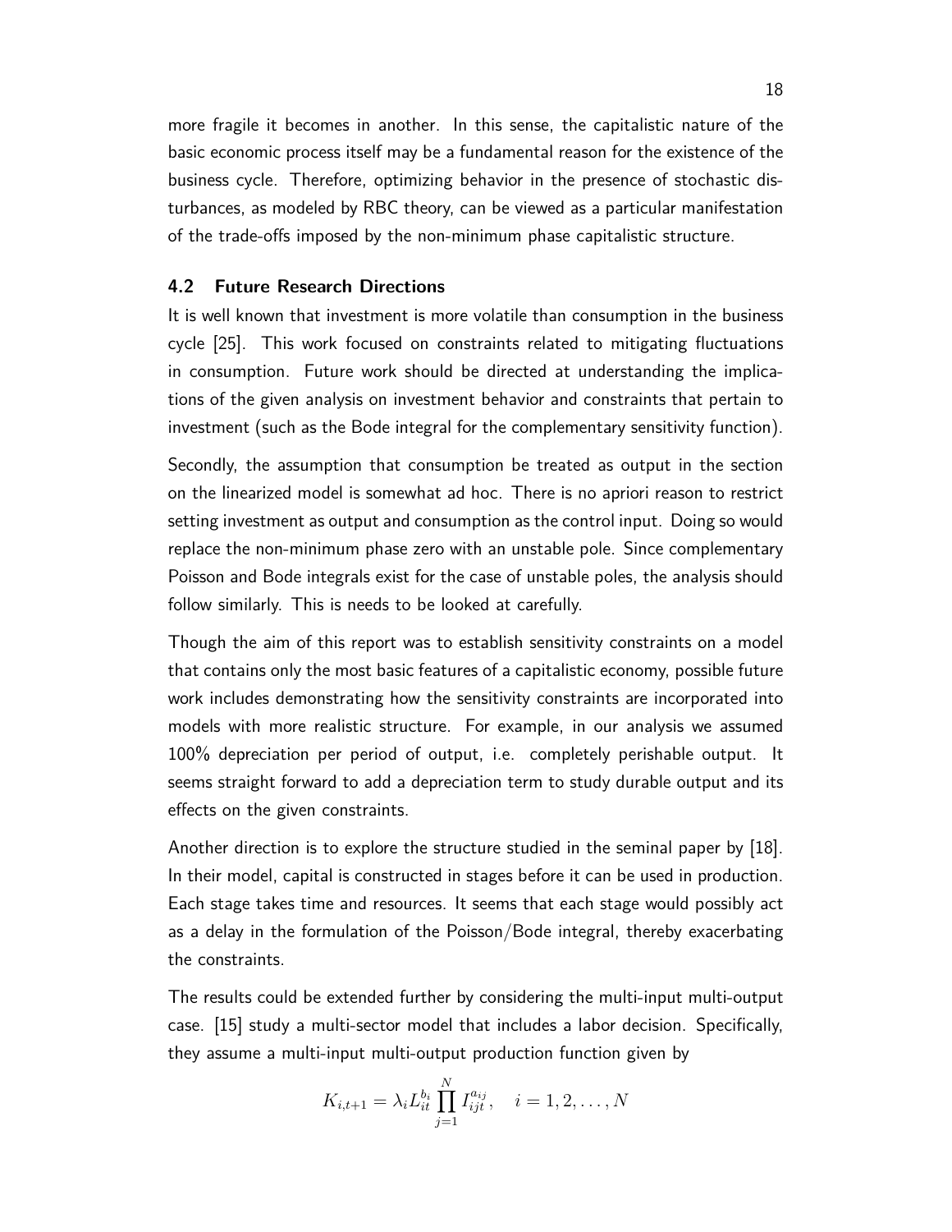more fragile it becomes in another. In this sense, the capitalistic nature of the basic economic process itself may be a fundamental reason for the existence of the business cycle. Therefore, optimizing behavior in the presence of stochastic disturbances, as modeled by RBC theory, can be viewed as a particular manifestation of the trade-offs imposed by the non-minimum phase capitalistic structure.

### 4.2 Future Research Directions

It is well known that investment is more volatile than consumption in the business cycle [25]. This work focused on constraints related to mitigating fluctuations in consumption. Future work should be directed at understanding the implications of the given analysis on investment behavior and constraints that pertain to investment (such as the Bode integral for the complementary sensitivity function).

Secondly, the assumption that consumption be treated as output in the section on the linearized model is somewhat ad hoc. There is no apriori reason to restrict setting investment as output and consumption as the control input. Doing so would replace the non-minimum phase zero with an unstable pole. Since complementary Poisson and Bode integrals exist for the case of unstable poles, the analysis should follow similarly. This is needs to be looked at carefully.

Though the aim of this report was to establish sensitivity constraints on a model that contains only the most basic features of a capitalistic economy, possible future work includes demonstrating how the sensitivity constraints are incorporated into models with more realistic structure. For example, in our analysis we assumed 100% depreciation per period of output, i.e. completely perishable output. It seems straight forward to add a depreciation term to study durable output and its effects on the given constraints.

Another direction is to explore the structure studied in the seminal paper by [18]. In their model, capital is constructed in stages before it can be used in production. Each stage takes time and resources. It seems that each stage would possibly act as a delay in the formulation of the Poisson/Bode integral, thereby exacerbating the constraints.

The results could be extended further by considering the multi-input multi-output case. [15] study a multi-sector model that includes a labor decision. Specifically, they assume a multi-input multi-output production function given by

$$K_{i,t+1} = \lambda_i L_{it}^{b_i} \prod_{j=1}^{N} I_{ijt}^{a_{ij}}, \quad i = 1, 2, \ldots, N$$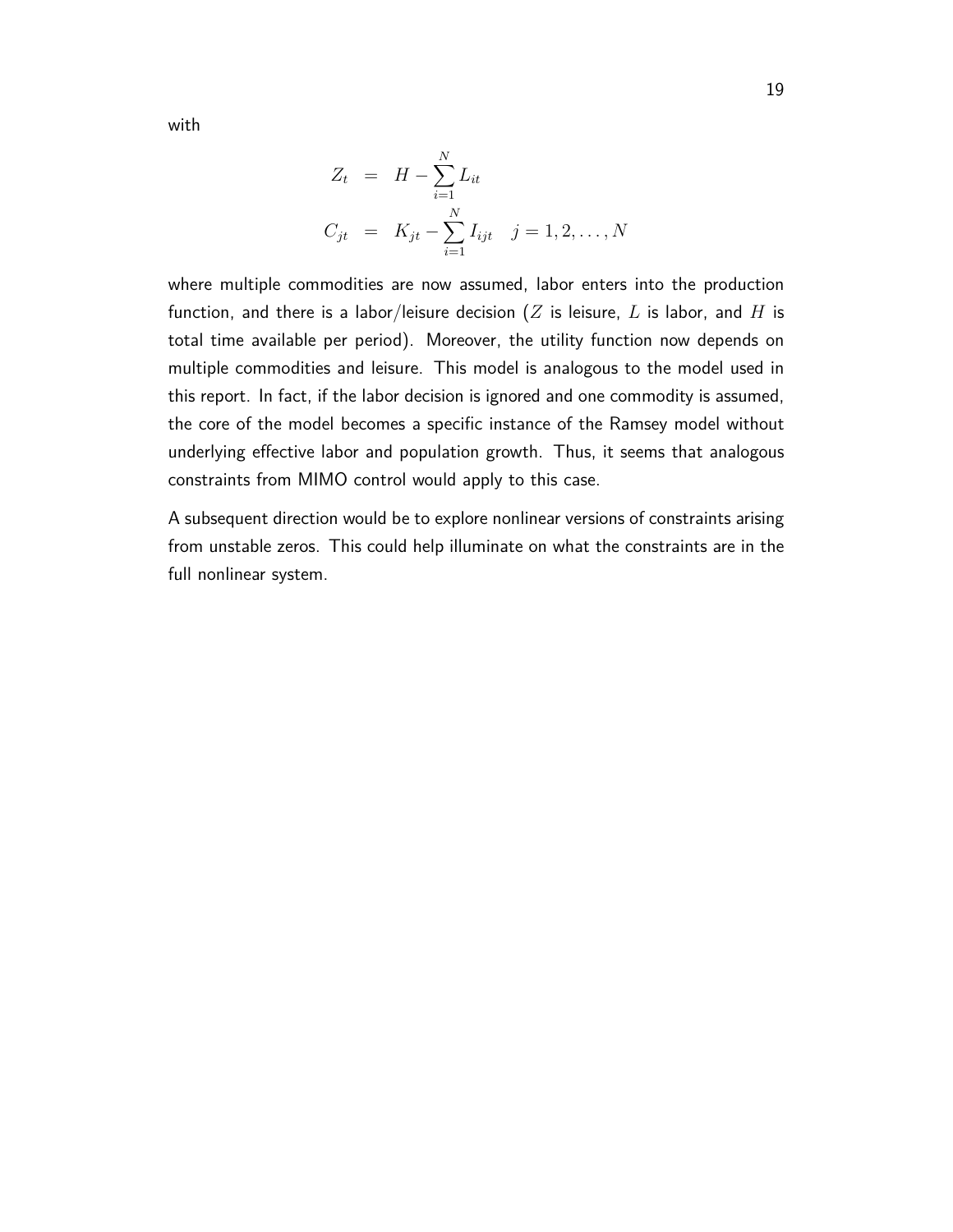with

$$
\begin{aligned}
Z_t &= H - \sum_{i=1}^{N} L_{it} \\
C_{jt} &= K_{jt} - \sum_{i=1}^{N} I_{ijt} \quad j = 1, 2, \ldots, N
\end{aligned}
$$

where multiple commodities are now assumed, labor enters into the production function, and there is a labor/leisure decision ($Z$ is leisure, $L$ is labor, and $H$ is total time available per period). Moreover, the utility function now depends on multiple commodities and leisure. This model is analogous to the model used in this report. In fact, if the labor decision is ignored and one commodity is assumed, the core of the model becomes a specific instance of the Ramsey model without underlying effective labor and population growth. Thus, it seems that analogous constraints from MIMO control would apply to this case.

A subsequent direction would be to explore nonlinear versions of constraints arising from unstable zeros. This could help illuminate on what the constraints are in the full nonlinear system.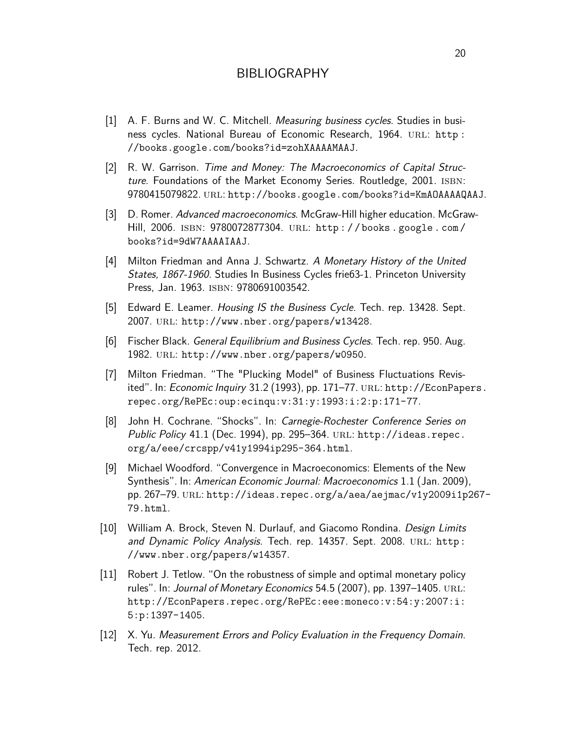# BIBLIOGRAPHY

[1] A. F. Burns and W. C. Mitchell. *Measuring business cycles*. Studies in business cycles. National Bureau of Economic Research, 1964. URL: http://books.google.com/books?id=zohXAAAAMAAJ.

[2] R. W. Garrison. *Time and Money: The Macroeconomics of Capital Structure*. Foundations of the Market Economy Series. Routledge, 2001. ISBN: 9780415079822. URL: http://books.google.com/books?id=KmAOAAAAQAAJ.

[3] D. Romer. *Advanced macroeconomics*. McGraw-Hill higher education. McGraw-Hill, 2006. ISBN: 9780072877304. URL: http://books.google.com/books?id=9dW7AAAAIAAJ.

[4] Milton Friedman and Anna J. Schwartz. *A Monetary History of the United States, 1867-1960*. Studies In Business Cycles frie63-1. Princeton University Press, Jan. 1963. ISBN: 9780691003542.

[5] Edward E. Leamer. *Housing IS the Business Cycle*. Tech. rep. 13428. Sept. 2007. URL: http://www.nber.org/papers/w13428.

[6] Fischer Black. *General Equilibrium and Business Cycles*. Tech. rep. 950. Aug. 1982. URL: http://www.nber.org/papers/w0950.

[7] Milton Friedman. "The "Plucking Model" of Business Fluctuations Revisited". In: *Economic Inquiry* 31.2 (1993), pp. 171–77. URL: http://EconPapers.repec.org/RePEc:oup:ecinqu:v:31:y:1993:i:2:p:171-77.

[8] John H. Cochrane. "Shocks". In: *Carnegie-Rochester Conference Series on Public Policy* 41.1 (Dec. 1994), pp. 295–364. URL: http://ideas.repec.org/a/eee/crcspp/v41y1994ip295-364.html.

[9] Michael Woodford. "Convergence in Macroeconomics: Elements of the New Synthesis". In: *American Economic Journal: Macroeconomics* 1.1 (Jan. 2009), pp. 267–79. URL: http://ideas.repec.org/a/aea/aejmac/v1y2009i1p267-79.html.

[10] William A. Brock, Steven N. Durlauf, and Giacomo Rondina. *Design Limits and Dynamic Policy Analysis*. Tech. rep. 14357. Sept. 2008. URL: http://www.nber.org/papers/w14357.

[11] Robert J. Tetlow. "On the robustness of simple and optimal monetary policy rules". In: *Journal of Monetary Economics* 54.5 (2007), pp. 1397–1405. URL: http://EconPapers.repec.org/RePEc:eee:moneco:v:54:y:2007:i:5:p:1397-1405.

[12] X. Yu. *Measurement Errors and Policy Evaluation in the Frequency Domain*. Tech. rep. 2012.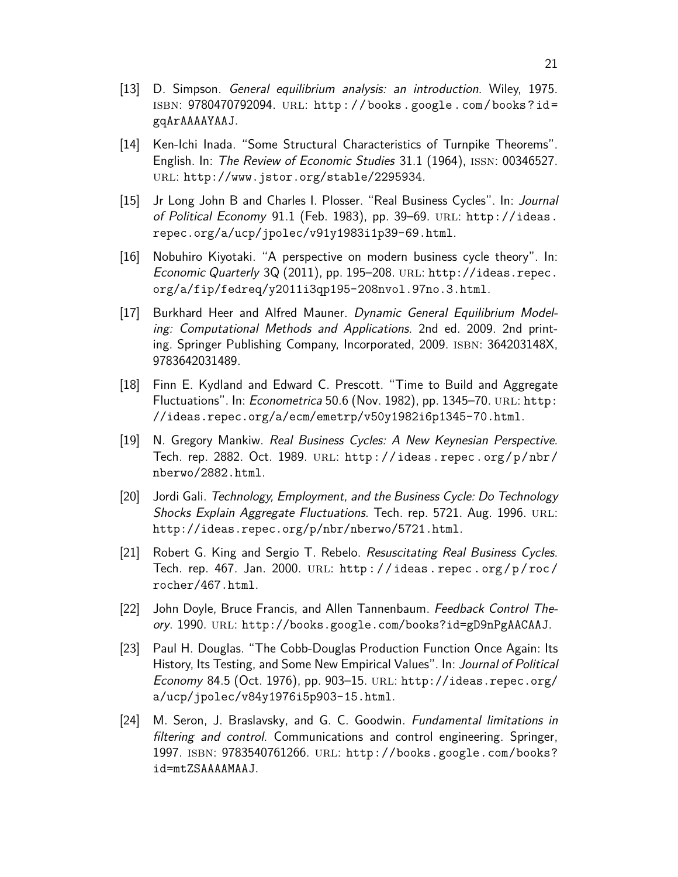[13] D. Simpson. *General equilibrium analysis: an introduction*. Wiley, 1975. ISBN: 9780470792094. URL: http://books.google.com/books?id=gqArAAAAYAAJ.

[14] Ken-Ichi Inada. "Some Structural Characteristics of Turnpike Theorems". English. In: *The Review of Economic Studies* 31.1 (1964), ISSN: 00346527. URL: http://www.jstor.org/stable/2295934.

[15] Jr Long John B and Charles I. Plosser. "Real Business Cycles". In: *Journal of Political Economy* 91.1 (Feb. 1983), pp. 39–69. URL: http://ideas.repec.org/a/ucp/jpolec/v91y1983i1p39-69.html.

[16] Nobuhiro Kiyotaki. "A perspective on modern business cycle theory". In: *Economic Quarterly* 3Q (2011), pp. 195–208. URL: http://ideas.repec.org/a/fip/fedreq/y2011i3qp195-208nvol.97no.3.html.

[17] Burkhard Heer and Alfred Mauner. *Dynamic General Equilibrium Modeling: Computational Methods and Applications*. 2nd ed. 2009. 2nd printing. Springer Publishing Company, Incorporated, 2009. ISBN: 364203148X, 9783642031489.

[18] Finn E. Kydland and Edward C. Prescott. "Time to Build and Aggregate Fluctuations". In: *Econometrica* 50.6 (Nov. 1982), pp. 1345–70. URL: http://ideas.repec.org/a/ecm/emetrp/v50y1982i6p1345-70.html.

[19] N. Gregory Mankiw. *Real Business Cycles: A New Keynesian Perspective*. Tech. rep. 2882. Oct. 1989. URL: http://ideas.repec.org/p/nbr/nberwo/2882.html.

[20] Jordi Gali. *Technology, Employment, and the Business Cycle: Do Technology Shocks Explain Aggregate Fluctuations*. Tech. rep. 5721. Aug. 1996. URL: http://ideas.repec.org/p/nbr/nberwo/5721.html.

[21] Robert G. King and Sergio T. Rebelo. *Resuscitating Real Business Cycles*. Tech. rep. 467. Jan. 2000. URL: http://ideas.repec.org/p/roc/rocher/467.html.

[22] John Doyle, Bruce Francis, and Allen Tannenbaum. *Feedback Control Theory*. 1990. URL: http://books.google.com/books?id=gD9nPgAACAAJ.

[23] Paul H. Douglas. "The Cobb-Douglas Production Function Once Again: Its History, Its Testing, and Some New Empirical Values". In: *Journal of Political Economy* 84.5 (Oct. 1976), pp. 903–15. URL: http://ideas.repec.org/a/ucp/jpolec/v84y1976i5p903-15.html.

[24] M. Seron, J. Braslavsky, and G. C. Goodwin. *Fundamental limitations in filtering and control*. Communications and control engineering. Springer, 1997. ISBN: 9783540761266. URL: http://books.google.com/books?id=mtZSAAAAMAAJ.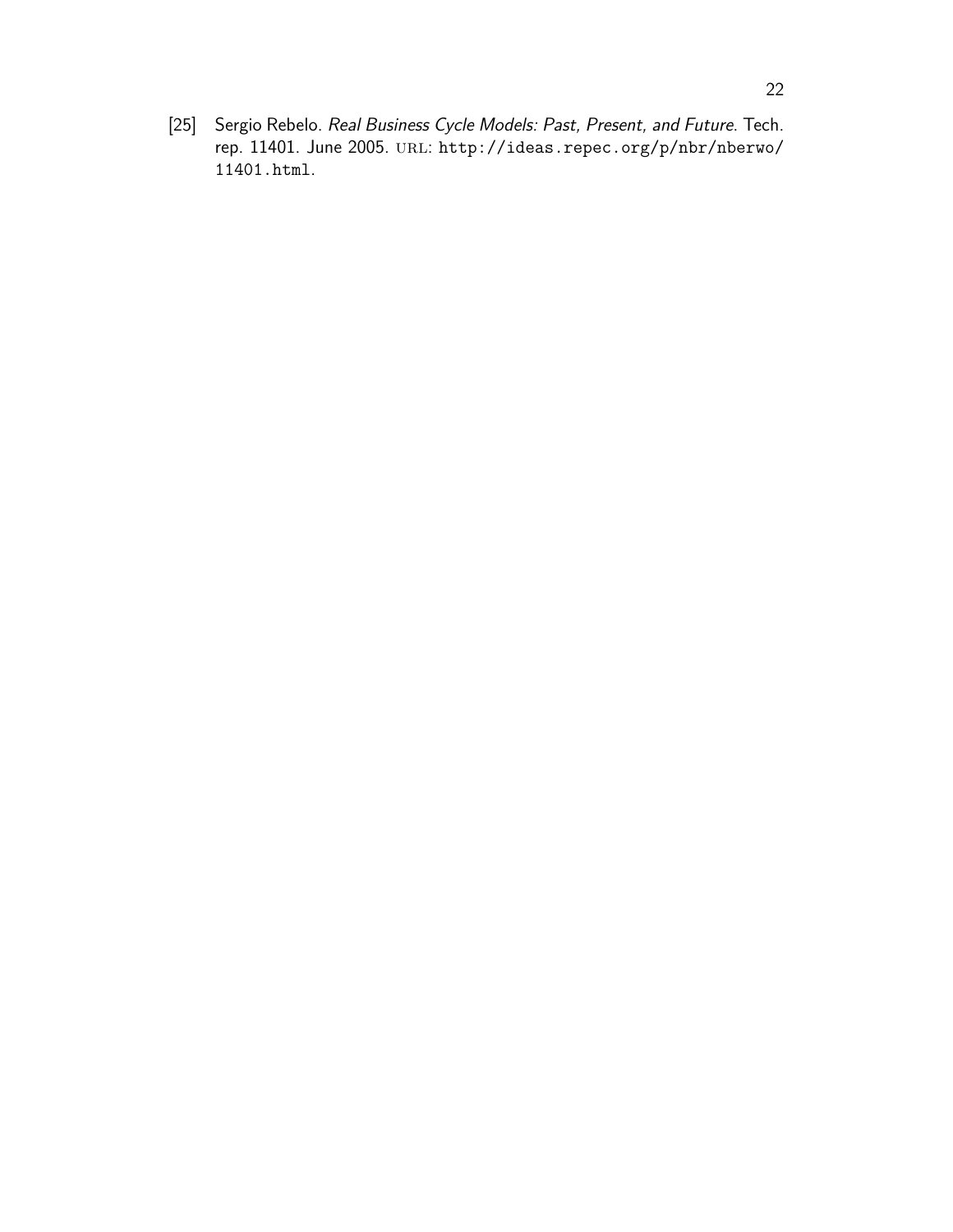[25] Sergio Rebelo. *Real Business Cycle Models: Past, Present, and Future*. Tech. rep. 11401. June 2005. URL: http://ideas.repec.org/p/nbr/nberwo/11401.html.